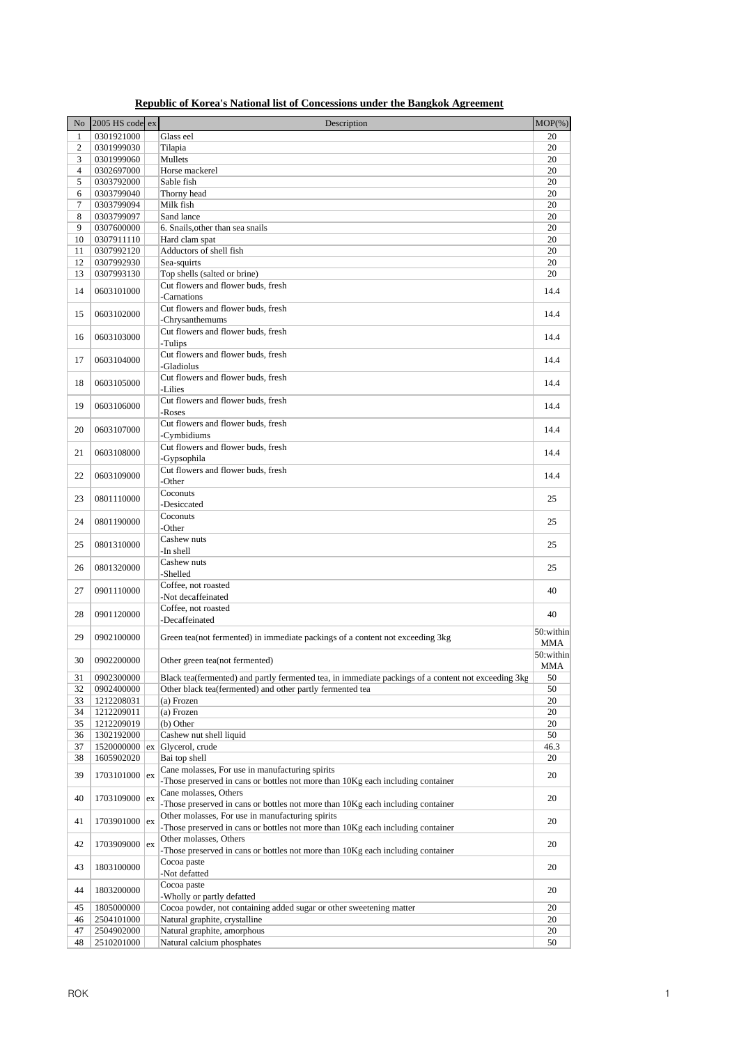**Republic of Korea's National list of Concessions under the Bangkok Agreement**

| No | 2005 HS code | ex | Description | MOP(%) |
|---|---|---|---|---|
| 1 | 0301921000 | | Glass eel | 20 |
| 2 | 0301999030 | | Tilapia | 20 |
| 3 | 0301999060 | | Mullets | 20 |
| 4 | 0302697000 | | Horse mackerel | 20 |
| 5 | 0303792000 | | Sable fish | 20 |
| 6 | 0303799040 | | Thorny head | 20 |
| 7 | 0303799094 | | Milk fish | 20 |
| 8 | 0303799097 | | Sand lance | 20 |
| 9 | 0307600000 | | 6. Snails,other than sea snails | 20 |
| 10 | 0307911110 | | Hard clam spat | 20 |
| 11 | 0307992120 | | Adductors of shell fish | 20 |
| 12 | 0307992930 | | Sea-squirts | 20 |
| 13 | 0307993130 | | Top shells (salted or brine) | 20 |
| 14 | 0603101000 | | Cut flowers and flower buds, fresh<br>-Carnations | 14.4 |
| 15 | 0603102000 | | Cut flowers and flower buds, fresh<br>-Chrysanthemums | 14.4 |
| 16 | 0603103000 | | Cut flowers and flower buds, fresh<br>-Tulips | 14.4 |
| 17 | 0603104000 | | Cut flowers and flower buds, fresh<br>-Gladiolus | 14.4 |
| 18 | 0603105000 | | Cut flowers and flower buds, fresh<br>-Lilies | 14.4 |
| 19 | 0603106000 | | Cut flowers and flower buds, fresh<br>-Roses | 14.4 |
| 20 | 0603107000 | | Cut flowers and flower buds, fresh<br>-Cymbidiums | 14.4 |
| 21 | 0603108000 | | Cut flowers and flower buds, fresh<br>-Gypsophila | 14.4 |
| 22 | 0603109000 | | Cut flowers and flower buds, fresh<br>-Other | 14.4 |
| 23 | 0801110000 | | Coconuts<br>-Desiccated | 25 |
| 24 | 0801190000 | | Coconuts<br>-Other | 25 |
| 25 | 0801310000 | | Cashew nuts<br>-In shell | 25 |
| 26 | 0801320000 | | Cashew nuts<br>-Shelled | 25 |
| 27 | 0901110000 | | Coffee, not roasted<br>-Not decaffeinated | 40 |
| 28 | 0901120000 | | Coffee, not roasted<br>-Decaffeinated | 40 |
| 29 | 0902100000 | | Green tea(not fermented) in immediate packings of a content not exceeding 3kg | 50:within MMA |
| 30 | 0902200000 | | Other green tea(not fermented) | 50:within MMA |
| 31 | 0902300000 | | Black tea(fermented) and partly fermented tea, in immediate packings of a content not exceeding 3kg | 50 |
| 32 | 0902400000 | | Other black tea(fermented) and other partly fermented tea | 50 |
| 33 | 1212208031 | | (a) Frozen | 20 |
| 34 | 1212209011 | | (a) Frozen | 20 |
| 35 | 1212209019 | | (b) Other | 20 |
| 36 | 1302192000 | | Cashew nut shell liquid | 50 |
| 37 | 1520000000 | ex | Glycerol, crude | 46.3 |
| 38 | 1605902020 | | Bai top shell | 20 |
| 39 | 1703101000 | ex | Cane molasses, For use in manufacturing spirits<br>-Those preserved in cans or bottles not more than 10Kg each including container | 20 |
| 40 | 1703109000 | ex | Cane molasses, Others<br>-Those preserved in cans or bottles not more than 10Kg each including container | 20 |
| 41 | 1703901000 | ex | Other molasses, For use in manufacturing spirits<br>-Those preserved in cans or bottles not more than 10Kg each including container | 20 |
| 42 | 1703909000 | ex | Other molasses, Others<br>-Those preserved in cans or bottles not more than 10Kg each including container | 20 |
| 43 | 1803100000 | | Cocoa paste<br>-Not defatted | 20 |
| 44 | 1803200000 | | Cocoa paste<br>-Wholly or partly defatted | 20 |
| 45 | 1805000000 | | Cocoa powder, not containing added sugar or other sweetening matter | 20 |
| 46 | 2504101000 | | Natural graphite, crystalline | 20 |
| 47 | 2504902000 | | Natural graphite, amorphous | 20 |
| 48 | 2510201000 | | Natural calcium phosphates | 50 |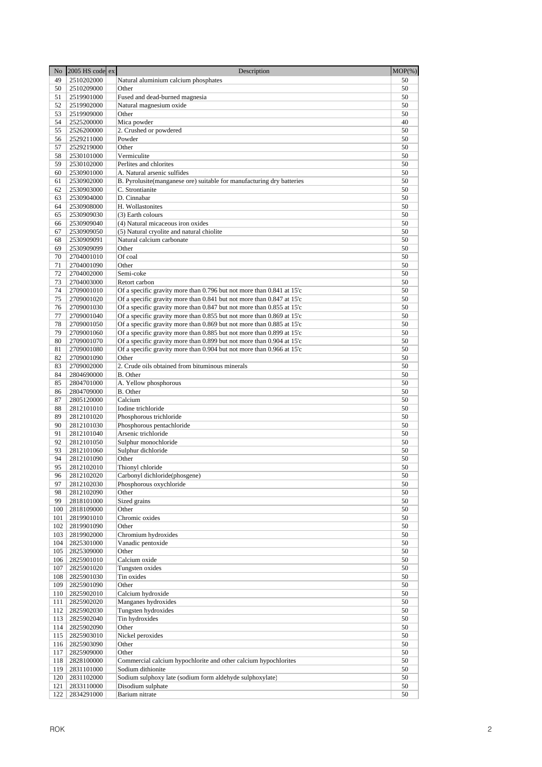| No | 2005 HS code | ex | Description | MOP(%) |
|---|---|---|---|---|
| 49 | 2510202000 | | Natural aluminium calcium phosphates | 50 |
| 50 | 2510209000 | | Other | 50 |
| 51 | 2519901000 | | Fused and dead-burned magnesia | 50 |
| 52 | 2519902000 | | Natural magnesium oxide | 50 |
| 53 | 2519909000 | | Other | 50 |
| 54 | 2525200000 | | Mica powder | 40 |
| 55 | 2526200000 | | 2. Crushed or powdered | 50 |
| 56 | 2529211000 | | Powder | 50 |
| 57 | 2529219000 | | Other | 50 |
| 58 | 2530101000 | | Vermiculite | 50 |
| 59 | 2530102000 | | Perlites and chlorites | 50 |
| 60 | 2530901000 | | A. Natural arsenic sulfides | 50 |
| 61 | 2530902000 | | B. Pyrolusite(manganese ore) suitable for manufacturing dry batteries | 50 |
| 62 | 2530903000 | | C. Strontianite | 50 |
| 63 | 2530904000 | | D. Cinnabar | 50 |
| 64 | 2530908000 | | H. Wollastonites | 50 |
| 65 | 2530909030 | | (3) Earth colours | 50 |
| 66 | 2530909040 | | (4) Natural micaceous iron oxides | 50 |
| 67 | 2530909050 | | (5) Natural cryolite and natural chiolite | 50 |
| 68 | 2530909091 | | Natural calcium carbonate | 50 |
| 69 | 2530909099 | | Other | 50 |
| 70 | 2704001010 | | Of coal | 50 |
| 71 | 2704001090 | | Other | 50 |
| 72 | 2704002000 | | Semi-coke | 50 |
| 73 | 2704003000 | | Retort carbon | 50 |
| 74 | 2709001010 | | Of a specific gravity more than 0.796 but not more than 0.841 at 15'c | 50 |
| 75 | 2709001020 | | Of a specific gravity more than 0.841 but not more than 0.847 at 15'c | 50 |
| 76 | 2709001030 | | Of a specific gravity more than 0.847 but not more than 0.855 at 15'c | 50 |
| 77 | 2709001040 | | Of a specific gravity more than 0.855 but not more than 0.869 at 15'c | 50 |
| 78 | 2709001050 | | Of a specific gravity more than 0.869 but not more than 0.885 at 15'c | 50 |
| 79 | 2709001060 | | Of a specific gravity more than 0.885 but not more than 0.899 at 15'c | 50 |
| 80 | 2709001070 | | Of a specific gravity more than 0.899 but not more than 0.904 at 15'c | 50 |
| 81 | 2709001080 | | Of a specific gravity more than 0.904 but not more than 0.966 at 15'c | 50 |
| 82 | 2709001090 | | Other | 50 |
| 83 | 2709002000 | | 2. Crude oils obtained from bituminous minerals | 50 |
| 84 | 2804690000 | | B. Other | 50 |
| 85 | 2804701000 | | A. Yellow phosphorous | 50 |
| 86 | 2804709000 | | B. Other | 50 |
| 87 | 2805120000 | | Calcium | 50 |
| 88 | 2812101010 | | Iodine trichloride | 50 |
| 89 | 2812101020 | | Phosphorous trichloride | 50 |
| 90 | 2812101030 | | Phosphorous pentachloride | 50 |
| 91 | 2812101040 | | Arsenic trichloride | 50 |
| 92 | 2812101050 | | Sulphur monochloride | 50 |
| 93 | 2812101060 | | Sulphur dichloride | 50 |
| 94 | 2812101090 | | Other | 50 |
| 95 | 2812102010 | | Thionyl chloride | 50 |
| 96 | 2812102020 | | Carbonyl dichloride(phosgene) | 50 |
| 97 | 2812102030 | | Phosphorous oxychloride | 50 |
| 98 | 2812102090 | | Other | 50 |
| 99 | 2818101000 | | Sized grains | 50 |
| 100 | 2818109000 | | Other | 50 |
| 101 | 2819901010 | | Chromic oxides | 50 |
| 102 | 2819901090 | | Other | 50 |
| 103 | 2819902000 | | Chromium hydroxides | 50 |
| 104 | 2825301000 | | Vanadic pentoxide | 50 |
| 105 | 2825309000 | | Other | 50 |
| 106 | 2825901010 | | Calcium oxide | 50 |
| 107 | 2825901020 | | Tungsten oxides | 50 |
| 108 | 2825901030 | | Tin oxides | 50 |
| 109 | 2825901090 | | Other | 50 |
| 110 | 2825902010 | | Calcium hydroxide | 50 |
| 111 | 2825902020 | | Manganes hydroxides | 50 |
| 112 | 2825902030 | | Tungsten hydroxides | 50 |
| 113 | 2825902040 | | Tin hydroxides | 50 |
| 114 | 2825902090 | | Other | 50 |
| 115 | 2825903010 | | Nickel peroxides | 50 |
| 116 | 2825903090 | | Other | 50 |
| 117 | 2825909000 | | Other | 50 |
| 118 | 2828100000 | | Commercial calcium hypochlorite and other calcium hypochlorites | 50 |
| 119 | 2831101000 | | Sodium dithionite | 50 |
| 120 | 2831102000 | | Sodium sulphoxy late (sodium form aldehyde sulphoxylate) | 50 |
| 121 | 2833110000 | | Disodium sulphate | 50 |
| 122 | 2834291000 | | Barium nitrate | 50 |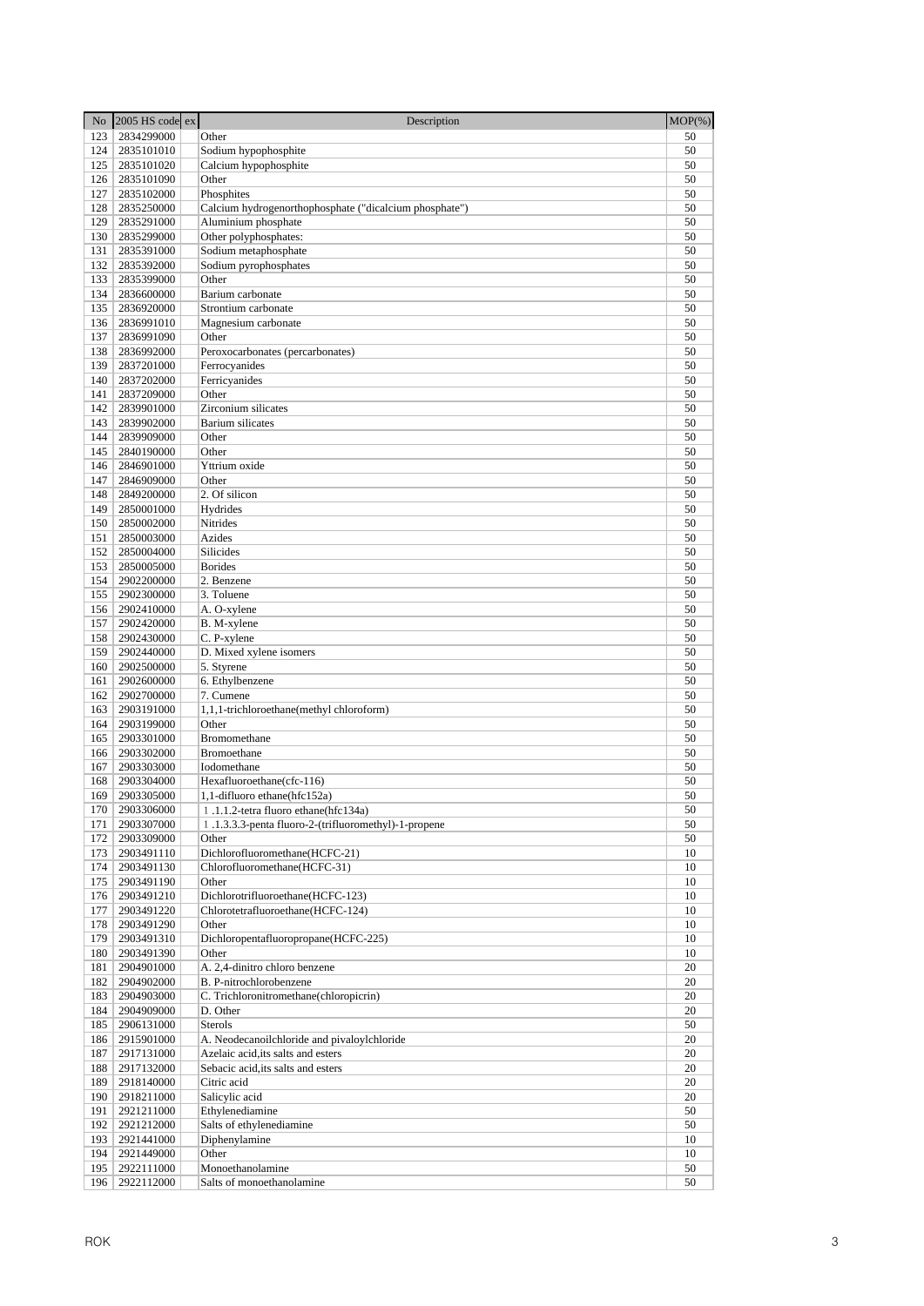| No | 2005 HS code | ex | Description | MOP(%) |
|---|---|---|---|---|
| 123 | 2834299000 | | Other | 50 |
| 124 | 2835101010 | | Sodium hypophosphite | 50 |
| 125 | 2835101020 | | Calcium hypophosphite | 50 |
| 126 | 2835101090 | | Other | 50 |
| 127 | 2835102000 | | Phosphites | 50 |
| 128 | 2835250000 | | Calcium hydrogenorthophosphate ("dicalcium phosphate") | 50 |
| 129 | 2835291000 | | Aluminium phosphate | 50 |
| 130 | 2835299000 | | Other polyphosphates: | 50 |
| 131 | 2835391000 | | Sodium metaphosphate | 50 |
| 132 | 2835392000 | | Sodium pyrophosphates | 50 |
| 133 | 2835399000 | | Other | 50 |
| 134 | 2836600000 | | Barium carbonate | 50 |
| 135 | 2836920000 | | Strontium carbonate | 50 |
| 136 | 2836991010 | | Magnesium carbonate | 50 |
| 137 | 2836991090 | | Other | 50 |
| 138 | 2836992000 | | Peroxocarbonates (percarbonates) | 50 |
| 139 | 2837201000 | | Ferrocyanides | 50 |
| 140 | 2837202000 | | Ferricyanides | 50 |
| 141 | 2837209000 | | Other | 50 |
| 142 | 2839901000 | | Zirconium silicates | 50 |
| 143 | 2839902000 | | Barium silicates | 50 |
| 144 | 2839909000 | | Other | 50 |
| 145 | 2840190000 | | Other | 50 |
| 146 | 2846901000 | | Yttrium oxide | 50 |
| 147 | 2846909000 | | Other | 50 |
| 148 | 2849200000 | | 2. Of silicon | 50 |
| 149 | 2850001000 | | Hydrides | 50 |
| 150 | 2850002000 | | Nitrides | 50 |
| 151 | 2850003000 | | Azides | 50 |
| 152 | 2850004000 | | Silicides | 50 |
| 153 | 2850005000 | | Borides | 50 |
| 154 | 2902200000 | | 2. Benzene | 50 |
| 155 | 2902300000 | | 3. Toluene | 50 |
| 156 | 2902410000 | | A. O-xylene | 50 |
| 157 | 2902420000 | | B. M-xylene | 50 |
| 158 | 2902430000 | | C. P-xylene | 50 |
| 159 | 2902440000 | | D. Mixed xylene isomers | 50 |
| 160 | 2902500000 | | 5. Styrene | 50 |
| 161 | 2902600000 | | 6. Ethylbenzene | 50 |
| 162 | 2902700000 | | 7. Cumene | 50 |
| 163 | 2903191000 | | 1,1,1-trichloroethane(methyl chloroform) | 50 |
| 164 | 2903199000 | | Other | 50 |
| 165 | 2903301000 | | Bromomethane | 50 |
| 166 | 2903302000 | | Bromoethane | 50 |
| 167 | 2903303000 | | Iodomethane | 50 |
| 168 | 2903304000 | | Hexafluoroethane(cfc-116) | 50 |
| 169 | 2903305000 | | 1,1-difluoro ethane(hfc152a) | 50 |
| 170 | 2903306000 | | 1.1.1.2-tetra fluoro ethane(hfc134a) | 50 |
| 171 | 2903307000 | | 1.1.3.3.3-penta fluoro-2-(trifluoromethyl)-1-propene | 50 |
| 172 | 2903309000 | | Other | 50 |
| 173 | 2903491110 | | Dichlorofluoromethane(HCFC-21) | 10 |
| 174 | 2903491130 | | Chlorofluoromethane(HCFC-31) | 10 |
| 175 | 2903491190 | | Other | 10 |
| 176 | 2903491210 | | Dichlorotrifluoroethane(HCFC-123) | 10 |
| 177 | 2903491220 | | Chlorotetrafluoroethane(HCFC-124) | 10 |
| 178 | 2903491290 | | Other | 10 |
| 179 | 2903491310 | | Dichloropentafluoropropane(HCFC-225) | 10 |
| 180 | 2903491390 | | Other | 10 |
| 181 | 2904901000 | | A. 2,4-dinitro chloro benzene | 20 |
| 182 | 2904902000 | | B. P-nitrochlorobenzene | 20 |
| 183 | 2904903000 | | C. Trichloronitromethane(chloropicrin) | 20 |
| 184 | 2904909000 | | D. Other | 20 |
| 185 | 2906131000 | | Sterols | 50 |
| 186 | 2915901000 | | A. Neodecanoilchloride and pivaloylchloride | 20 |
| 187 | 2917131000 | | Azelaic acid,its salts and esters | 20 |
| 188 | 2917132000 | | Sebacic acid,its salts and esters | 20 |
| 189 | 2918140000 | | Citric acid | 20 |
| 190 | 2918211000 | | Salicylic acid | 20 |
| 191 | 2921211000 | | Ethylenediamine | 50 |
| 192 | 2921212000 | | Salts of ethylenediamine | 50 |
| 193 | 2921441000 | | Diphenylamine | 10 |
| 194 | 2921449000 | | Other | 10 |
| 195 | 2922111000 | | Monoethanolamine | 50 |
| 196 | 2922112000 | | Salts of monoethanolamine | 50 |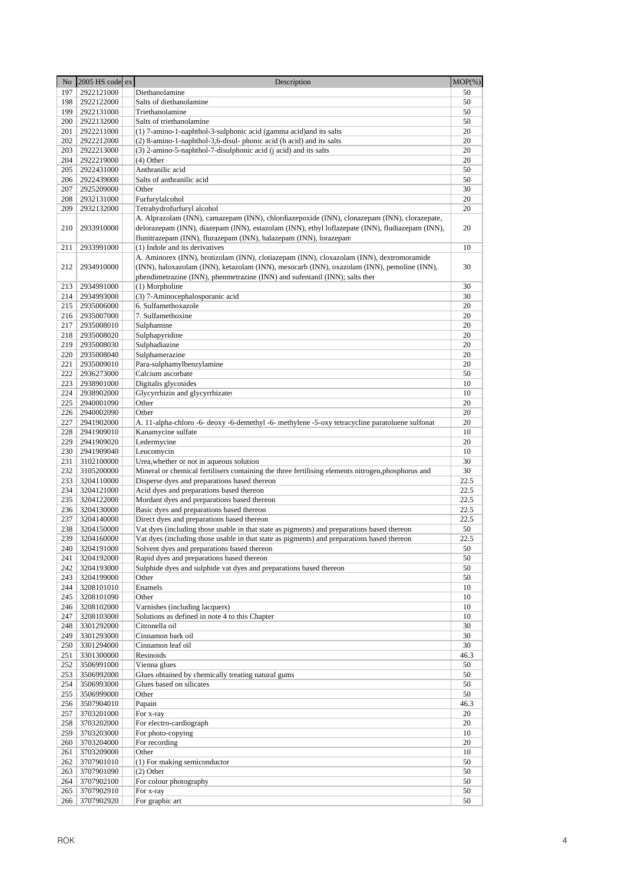| No | 2005 HS code | ex | Description | MOP(%) |
|---|---|---|---|---|
| 197 | 2922121000 | | Diethanolamine | 50 |
| 198 | 2922122000 | | Salts of diethanolamine | 50 |
| 199 | 2922131000 | | Triethanolamine | 50 |
| 200 | 2922132000 | | Salts of triethanolamine | 50 |
| 201 | 2922211000 | | (1) 7-amino-1-naphthol-3-sulphonic acid (gamma acid)and its salts | 20 |
| 202 | 2922212000 | | (2) 8-amino-1-naphthol-3,6-disul- phonic acid (h acid) and its salts | 20 |
| 203 | 2922213000 | | (3) 2-amino-5-naphthol-7-disulphonic acid (j acid) and its salts | 20 |
| 204 | 2922219000 | | (4) Other | 20 |
| 205 | 2922431000 | | Anthranilic acid | 50 |
| 206 | 2922439000 | | Salts of anthranilic acid | 50 |
| 207 | 2925209000 | | Other | 30 |
| 208 | 2932131000 | | Furfurylalcohol | 20 |
| 209 | 2932132000 | | Tetrahydrofurfuryl alcohol | 20 |
| 210 | 2933910000 | | A. Alprazolam (INN), camazepam (INN), chlordiazepoxide (INN), clonazepam (INN), clorazepate, delorazepam (INN), diazepam (lNN), estazolam (INN), ethyl loflazepate (INN), fludiazepam (INN), flunitrazepam (INN), flurazepam (INN), halazepam (INN), lorazepam | 20 |
| 211 | 2933991000 | | (1) Indole and its derivatives | 10 |
| 212 | 2934910000 | | A. Aminorex (INN), brotizolam (INN), clotiazepam (lNN), cloxazolam (INN), dextromoramide (INN), haloxazolam (INN), ketazolam (INN), mesocarb (INN), oxazolam (INN), pemoline (INN), phendimetrazine (INN), phenmetrazine (INN) and sufentanil (INN); salts ther | 30 |
| 213 | 2934991000 | | (1) Morpholine | 30 |
| 214 | 2934993000 | | (3) 7-Aminocephalosporanic acid | 30 |
| 215 | 2935006000 | | 6. Sulfamethoxazole | 20 |
| 216 | 2935007000 | | 7. Sulfamethoxine | 20 |
| 217 | 2935008010 | | Sulphamine | 20 |
| 218 | 2935008020 | | Sulphapyridine | 20 |
| 219 | 2935008030 | | Sulphadiazine | 20 |
| 220 | 2935008040 | | Sulphamerazine | 20 |
| 221 | 2935009010 | | Para-sulphamylbenzylamine | 20 |
| 222 | 2936273000 | | Calcium ascorbate | 50 |
| 223 | 2938901000 | | Digitalis glycosides | 10 |
| 224 | 2938902000 | | Glycyrrhizin and glycyrrhizates | 10 |
| 225 | 2940001090 | | Other | 20 |
| 226 | 2940002090 | | Other | 20 |
| 227 | 2941902000 | | A. 11-alpha-chloro -6- deoxy -6-demethyl -6- methylene -5-oxy tetracycline paratoluene sulfonat | 20 |
| 228 | 2941909010 | | Kanamycine sulfate | 10 |
| 229 | 2941909020 | | Ledermycine | 20 |
| 230 | 2941909040 | | Leucomycin | 10 |
| 231 | 3102100000 | | Urea,whether or not in aqueous solution | 30 |
| 232 | 3105200000 | | Mineral or chemical fertilisers containing the three fertilising elements nitrogen,phosphorus and | 30 |
| 233 | 3204110000 | | Disperse dyes and preparations based thereon | 22.5 |
| 234 | 3204121000 | | Acid dyes and preparations based thereon | 22.5 |
| 235 | 3204122000 | | Mordant dyes and preparations based thereon | 22.5 |
| 236 | 3204130000 | | Basic dyes and preparations based thereon | 22.5 |
| 237 | 3204140000 | | Direct dyes and preparations based thereon | 22.5 |
| 238 | 3204150000 | | Vat dyes (including those usable in that state as pigments) and preparations based thereon | 50 |
| 239 | 3204160000 | | Vat dyes (including those usable in that state as pigments) and preparations based thereon | 22.5 |
| 240 | 3204191000 | | Solvent dyes and preparations based thereon | 50 |
| 241 | 3204192000 | | Rapid dyes and preparations based thereon | 50 |
| 242 | 3204193000 | | Sulphide dyes and sulphide vat dyes and preparations based thereon | 50 |
| 243 | 3204199000 | | Other | 50 |
| 244 | 3208101010 | | Enamels | 10 |
| 245 | 3208101090 | | Other | 10 |
| 246 | 3208102000 | | Varnishes (including lacquers) | 10 |
| 247 | 3208103000 | | Solutions as defined in note 4 to this Chapter | 10 |
| 248 | 3301292000 | | Citronella oil | 30 |
| 249 | 3301293000 | | Cinnamon bark oil | 30 |
| 250 | 3301294000 | | Cinnamon leaf oil | 30 |
| 251 | 3301300000 | | Resinoids | 46.3 |
| 252 | 3506991000 | | Vienna glues | 50 |
| 253 | 3506992000 | | Glues obtained by chemically treating natural gums | 50 |
| 254 | 3506993000 | | Glues based on silicates | 50 |
| 255 | 3506999000 | | Other | 50 |
| 256 | 3507904010 | | Papain | 46.3 |
| 257 | 3703201000 | | For x-ray | 20 |
| 258 | 3703202000 | | For electro-cardiograph | 20 |
| 259 | 3703203000 | | For photo-copying | 10 |
| 260 | 3703204000 | | For recording | 20 |
| 261 | 3703209000 | | Other | 10 |
| 262 | 3707901010 | | (1) For making semiconductor | 50 |
| 263 | 3707901090 | | (2) Other | 50 |
| 264 | 3707902100 | | For colour photography | 50 |
| 265 | 3707902910 | | For x-ray | 50 |
| 266 | 3707902920 | | For graphic art | 50 |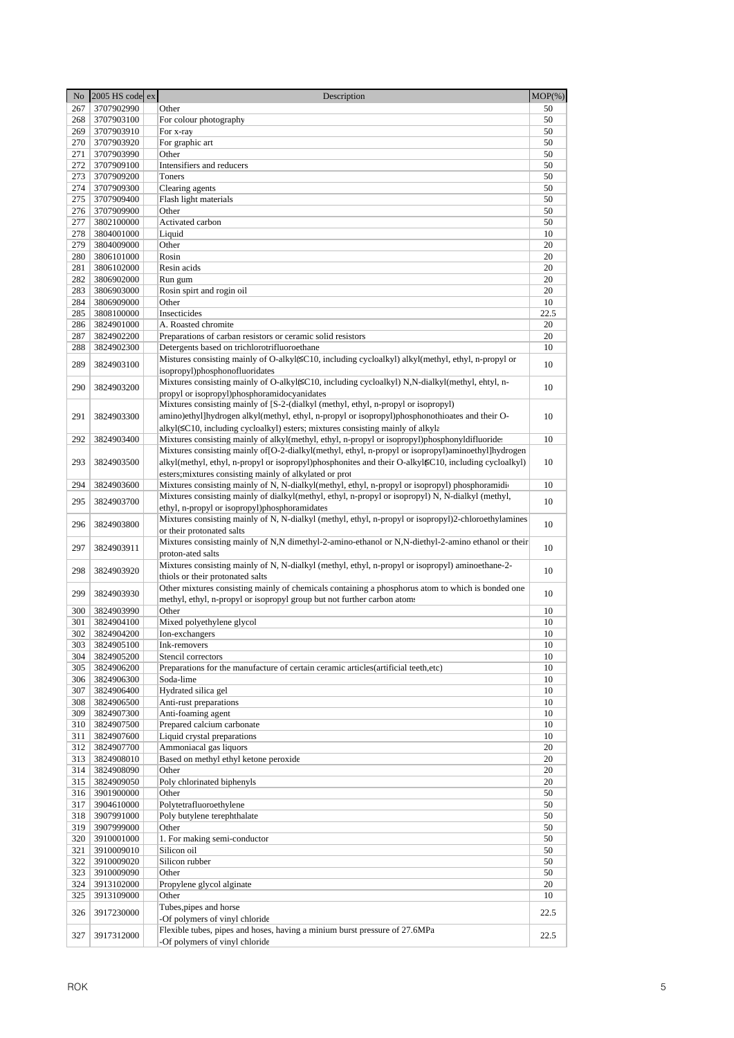| No | 2005 HS code | ex | Description | MOP(%) |
|---|---|---|---|---|
| 267 | 3707902990 | | Other | 50 |
| 268 | 3707903100 | | For colour photography | 50 |
| 269 | 3707903910 | | For x-ray | 50 |
| 270 | 3707903920 | | For graphic art | 50 |
| 271 | 3707903990 | | Other | 50 |
| 272 | 3707909100 | | Intensifiers and reducers | 50 |
| 273 | 3707909200 | | Toners | 50 |
| 274 | 3707909300 | | Clearing agents | 50 |
| 275 | 3707909400 | | Flash light materials | 50 |
| 276 | 3707909900 | | Other | 50 |
| 277 | 3802100000 | | Activated carbon | 50 |
| 278 | 3804001000 | | Liquid | 10 |
| 279 | 3804009000 | | Other | 20 |
| 280 | 3806101000 | | Rosin | 20 |
| 281 | 3806102000 | | Resin acids | 20 |
| 282 | 3806902000 | | Run gum | 20 |
| 283 | 3806903000 | | Rosin spirt and rogin oil | 20 |
| 284 | 3806909000 | | Other | 10 |
| 285 | 3808100000 | | Insecticides | 22.5 |
| 286 | 3824901000 | | A. Roasted chromite | 20 |
| 287 | 3824902200 | | Preparations of carban resistors or ceramic solid resistors | 20 |
| 288 | 3824902300 | | Detergents based on trichlorotrifluoroethane | 10 |
| 289 | 3824903100 | | Mixtures consisting mainly of O-alkyl(≤C10, including cycloalkyl) alkyl(methyl, ethyl, n-propyl or isopropyl)phosphonofluoridates | 10 |
| 290 | 3824903200 | | Mixtures consisting mainly of O-alkyl(≤C10, including cycloalkyl) N,N-dialkyl(methyl, ehtyl, n-propyl or isopropyl)phosphoramidocyanidates | 10 |
| 291 | 3824903300 | | Mixtures consisting mainly of [S-2-(dialkyl (methyl, ethyl, n-propyl or isopropyl) amino)ethyl]hydrogen alkyl(methyl, ethyl, n-propyl or isopropyl)phosphonothioates and their O-alkyl(≤C10, including cycloalkyl) esters; mixtures consisting mainly of alkyla | 10 |
| 292 | 3824903400 | | Mixtures consisting mainly of alkyl(methyl, ethyl, n-propyl or isopropyl)phosphonyldifluorides | 10 |
| 293 | 3824903500 | | Mixtures consisting mainly of[O-2-dialkyl(methyl, ethyl, n-propyl or isopropyl)aminoethyl]hydrogen alkyl(methyl, ethyl, n-propyl or isopropyl)phosphonites and their O-alkyl(≤C10, including cycloalkyl) esters;mixtures consisting mainly of alkylated or prot | 10 |
| 294 | 3824903600 | | Mixtures consisting mainly of N, N-dialkyl(methyl, ethyl, n-propyl or isopropyl) phosphoramidi | 10 |
| 295 | 3824903700 | | Mixtures consisting mainly of dialkyl(methyl, ethyl, n-propyl or isopropyl) N, N-dialkyl (methyl, ethyl, n-propyl or isopropyl)phosphoramidates | 10 |
| 296 | 3824903800 | | Mixtures consisting mainly of N, N-dialkyl (methyl, ethyl, n-propyl or isopropyl)2-chloroethylamines or their protonated salts | 10 |
| 297 | 3824903911 | | Mixtures consisting mainly of N,N dimethyl-2-amino-ethanol or N,N-diethyl-2-amino ethanol or their proton-ated salts | 10 |
| 298 | 3824903920 | | Mixtures consisting mainly of N, N-dialkyl (methyl, ethyl, n-propyl or isopropyl) aminoethane-2-thiols or their protonated salts | 10 |
| 299 | 3824903930 | | Other mixtures consisting mainly of chemicals containing a phosphorus atom to which is bonded one methyl, ethyl, n-propyl or isopropyl group but not further carbon atoms | 10 |
| 300 | 3824903990 | | Other | 10 |
| 301 | 3824904100 | | Mixed polyethylene glycol | 10 |
| 302 | 3824904200 | | Ion-exchangers | 10 |
| 303 | 3824905100 | | Ink-removers | 10 |
| 304 | 3824905200 | | Stencil correctors | 10 |
| 305 | 3824906200 | | Preparations for the manufacture of certain ceramic articles(artificial teeth,etc) | 10 |
| 306 | 3824906300 | | Soda-lime | 10 |
| 307 | 3824906400 | | Hydrated silica gel | 10 |
| 308 | 3824906500 | | Anti-rust preparations | 10 |
| 309 | 3824907300 | | Anti-foaming agent | 10 |
| 310 | 3824907500 | | Prepared calcium carbonate | 10 |
| 311 | 3824907600 | | Liquid crystal preparations | 10 |
| 312 | 3824907700 | | Ammoniacal gas liquors | 20 |
| 313 | 3824908010 | | Based on methyl ethyl ketone peroxide | 20 |
| 314 | 3824908090 | | Other | 20 |
| 315 | 3824909050 | | Poly chlorinated biphenyls | 20 |
| 316 | 3901900000 | | Other | 50 |
| 317 | 3904610000 | | Polytetrafluoroethylene | 50 |
| 318 | 3907991000 | | Poly butylene terephthalate | 50 |
| 319 | 3907999000 | | Other | 50 |
| 320 | 3910001000 | | 1. For making semi-conductor | 50 |
| 321 | 3910009010 | | Silicon oil | 50 |
| 322 | 3910009020 | | Silicon rubber | 50 |
| 323 | 3910009090 | | Other | 50 |
| 324 | 3913102000 | | Propylene glycol alginate | 20 |
| 325 | 3913109000 | | Other | 10 |
| 326 | 3917230000 | | Tubes,pipes and horse -Of polymers of vinyl chloride | 22.5 |
| 327 | 3917312000 | | Flexible tubes, pipes and hoses, having a minium burst pressure of 27.6MPa -Of polymers of vinyl chloride | 22.5 |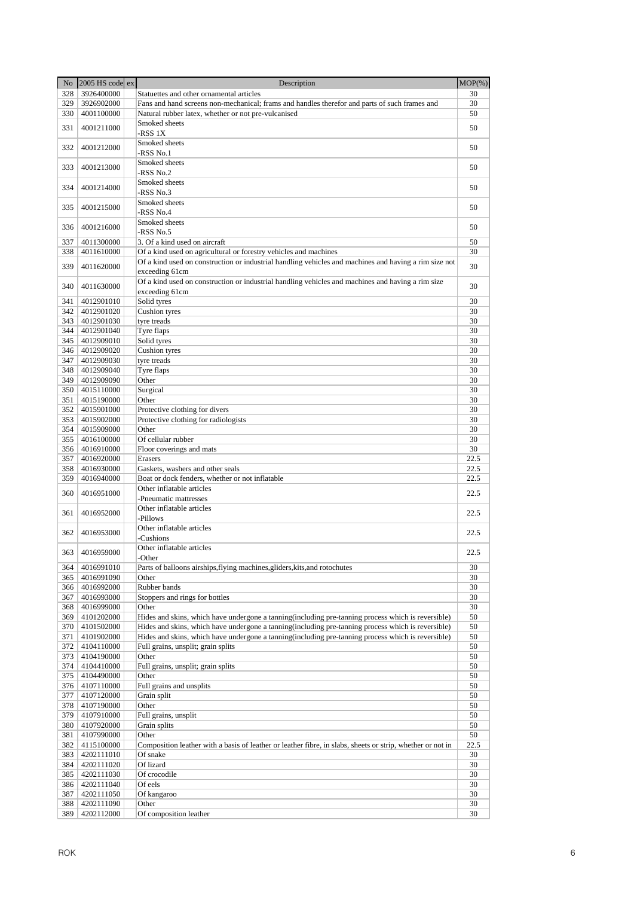| No | 2005 HS code | ex | Description | MOP(%) |
|---|---|---|---|---|
| 328 | 3926400000 | | Statuettes and other ornamental articles | 30 |
| 329 | 3926902000 | | Fans and hand screens non-mechanical; frams and handles therefor and parts of such frames and | 30 |
| 330 | 4001100000 | | Natural rubber latex, whether or not pre-vulcanised | 50 |
| 331 | 4001211000 | | Smoked sheets<br>-RSS 1X | 50 |
| 332 | 4001212000 | | Smoked sheets<br>-RSS No.1 | 50 |
| 333 | 4001213000 | | Smoked sheets<br>-RSS No.2 | 50 |
| 334 | 4001214000 | | Smoked sheets<br>-RSS No.3 | 50 |
| 335 | 4001215000 | | Smoked sheets<br>-RSS No.4 | 50 |
| 336 | 4001216000 | | Smoked sheets<br>-RSS No.5 | 50 |
| 337 | 4011300000 | | 3. Of a kind used on aircraft | 50 |
| 338 | 4011610000 | | Of a kind used on agricultural or forestry vehicles and machines | 30 |
| 339 | 4011620000 | | Of a kind used on construction or industrial handling vehicles and machines and having a rim size not exceeding 61cm | 30 |
| 340 | 4011630000 | | Of a kind used on construction or industrial handling vehicles and machines and having a rim size exceeding 61cm | 30 |
| 341 | 4012901010 | | Solid tyres | 30 |
| 342 | 4012901020 | | Cushion tyres | 30 |
| 343 | 4012901030 | | tyre treads | 30 |
| 344 | 4012901040 | | Tyre flaps | 30 |
| 345 | 4012909010 | | Solid tyres | 30 |
| 346 | 4012909020 | | Cushion tyres | 30 |
| 347 | 4012909030 | | tyre treads | 30 |
| 348 | 4012909040 | | Tyre flaps | 30 |
| 349 | 4012909090 | | Other | 30 |
| 350 | 4015110000 | | Surgical | 30 |
| 351 | 4015190000 | | Other | 30 |
| 352 | 4015901000 | | Protective clothing for divers | 30 |
| 353 | 4015902000 | | Protective clothing for radiologists | 30 |
| 354 | 4015909000 | | Other | 30 |
| 355 | 4016100000 | | Of cellular rubber | 30 |
| 356 | 4016910000 | | Floor coverings and mats | 30 |
| 357 | 4016920000 | | Erasers | 22.5 |
| 358 | 4016930000 | | Gaskets, washers and other seals | 22.5 |
| 359 | 4016940000 | | Boat or dock fenders, whether or not inflatable | 22.5 |
| 360 | 4016951000 | | Other inflatable articles<br>-Pneumatic mattresses | 22.5 |
| 361 | 4016952000 | | Other inflatable articles<br>-Pillows | 22.5 |
| 362 | 4016953000 | | Other inflatable articles<br>-Cushions | 22.5 |
| 363 | 4016959000 | | Other inflatable articles<br>-Other | 22.5 |
| 364 | 4016991010 | | Parts of balloons airships,flying machines,gliders,kits,and rotochutes | 30 |
| 365 | 4016991090 | | Other | 30 |
| 366 | 4016992000 | | Rubber bands | 30 |
| 367 | 4016993000 | | Stoppers and rings for bottles | 30 |
| 368 | 4016999000 | | Other | 30 |
| 369 | 4101202000 | | Hides and skins, which have undergone a tanning(including pre-tanning process which is reversible) | 50 |
| 370 | 4101502000 | | Hides and skins, which have undergone a tanning(including pre-tanning process which is reversible) | 50 |
| 371 | 4101902000 | | Hides and skins, which have undergone a tanning(including pre-tanning process which is reversible) | 50 |
| 372 | 4104110000 | | Full grains, unsplit; grain splits | 50 |
| 373 | 4104190000 | | Other | 50 |
| 374 | 4104410000 | | Full grains, unsplit; grain splits | 50 |
| 375 | 4104490000 | | Other | 50 |
| 376 | 4107110000 | | Full grains and unsplits | 50 |
| 377 | 4107120000 | | Grain split | 50 |
| 378 | 4107190000 | | Other | 50 |
| 379 | 4107910000 | | Full grains, unsplit | 50 |
| 380 | 4107920000 | | Grain splits | 50 |
| 381 | 4107990000 | | Other | 50 |
| 382 | 4115100000 | | Composition leather with a basis of leather or leather fibre, in slabs, sheets or strip, whether or not in | 22.5 |
| 383 | 4202111010 | | Of snake | 30 |
| 384 | 4202111020 | | Of lizard | 30 |
| 385 | 4202111030 | | Of crocodile | 30 |
| 386 | 4202111040 | | Of eels | 30 |
| 387 | 4202111050 | | Of kangaroo | 30 |
| 388 | 4202111090 | | Other | 30 |
| 389 | 4202112000 | | Of composition leather | 30 |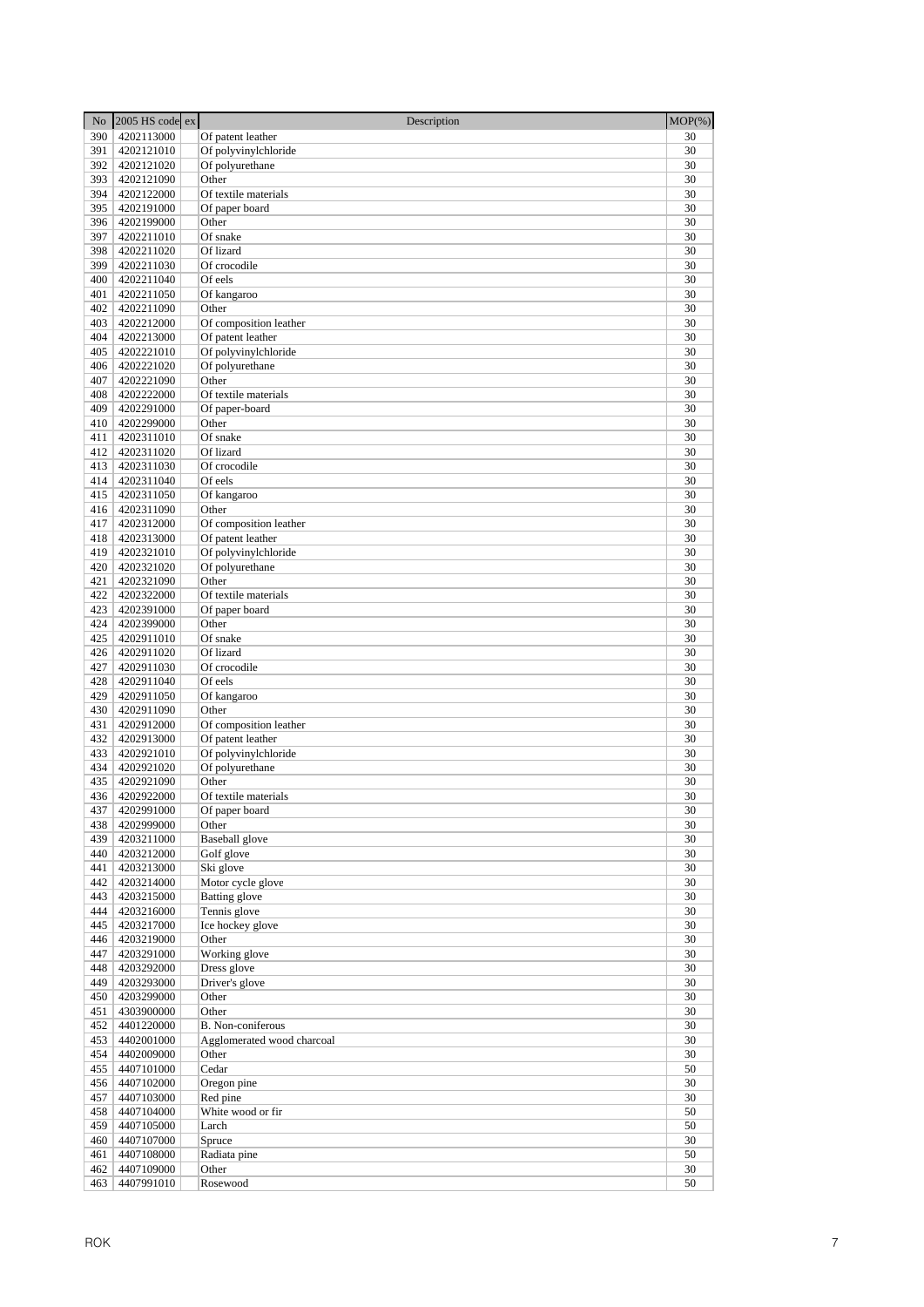| No | 2005 HS code | ex | Description | MOP(%) |
|---|---|---|---|---|
| 390 | 4202113000 | | Of patent leather | 30 |
| 391 | 4202121010 | | Of polyvinylchloride | 30 |
| 392 | 4202121020 | | Of polyurethane | 30 |
| 393 | 4202121090 | | Other | 30 |
| 394 | 4202122000 | | Of textile materials | 30 |
| 395 | 4202191000 | | Of paper board | 30 |
| 396 | 4202199000 | | Other | 30 |
| 397 | 4202211010 | | Of snake | 30 |
| 398 | 4202211020 | | Of lizard | 30 |
| 399 | 4202211030 | | Of crocodile | 30 |
| 400 | 4202211040 | | Of eels | 30 |
| 401 | 4202211050 | | Of kangaroo | 30 |
| 402 | 4202211090 | | Other | 30 |
| 403 | 4202212000 | | Of composition leather | 30 |
| 404 | 4202213000 | | Of patent leather | 30 |
| 405 | 4202221010 | | Of polyvinylchloride | 30 |
| 406 | 4202221020 | | Of polyurethane | 30 |
| 407 | 4202221090 | | Other | 30 |
| 408 | 4202222000 | | Of textile materials | 30 |
| 409 | 4202291000 | | Of paper-board | 30 |
| 410 | 4202299000 | | Other | 30 |
| 411 | 4202311010 | | Of snake | 30 |
| 412 | 4202311020 | | Of lizard | 30 |
| 413 | 4202311030 | | Of crocodile | 30 |
| 414 | 4202311040 | | Of eels | 30 |
| 415 | 4202311050 | | Of kangaroo | 30 |
| 416 | 4202311090 | | Other | 30 |
| 417 | 4202312000 | | Of composition leather | 30 |
| 418 | 4202313000 | | Of patent leather | 30 |
| 419 | 4202321010 | | Of polyvinylchloride | 30 |
| 420 | 4202321020 | | Of polyurethane | 30 |
| 421 | 4202321090 | | Other | 30 |
| 422 | 4202322000 | | Of textile materials | 30 |
| 423 | 4202391000 | | Of paper board | 30 |
| 424 | 4202399000 | | Other | 30 |
| 425 | 4202911010 | | Of snake | 30 |
| 426 | 4202911020 | | Of lizard | 30 |
| 427 | 4202911030 | | Of crocodile | 30 |
| 428 | 4202911040 | | Of eels | 30 |
| 429 | 4202911050 | | Of kangaroo | 30 |
| 430 | 4202911090 | | Other | 30 |
| 431 | 4202912000 | | Of composition leather | 30 |
| 432 | 4202913000 | | Of patent leather | 30 |
| 433 | 4202921010 | | Of polyvinylchloride | 30 |
| 434 | 4202921020 | | Of polyurethane | 30 |
| 435 | 4202921090 | | Other | 30 |
| 436 | 4202922000 | | Of textile materials | 30 |
| 437 | 4202991000 | | Of paper board | 30 |
| 438 | 4202999000 | | Other | 30 |
| 439 | 4203211000 | | Baseball glove | 30 |
| 440 | 4203212000 | | Golf glove | 30 |
| 441 | 4203213000 | | Ski glove | 30 |
| 442 | 4203214000 | | Motor cycle glove | 30 |
| 443 | 4203215000 | | Batting glove | 30 |
| 444 | 4203216000 | | Tennis glove | 30 |
| 445 | 4203217000 | | Ice hockey glove | 30 |
| 446 | 4203219000 | | Other | 30 |
| 447 | 4203291000 | | Working glove | 30 |
| 448 | 4203292000 | | Dress glove | 30 |
| 449 | 4203293000 | | Driver's glove | 30 |
| 450 | 4203299000 | | Other | 30 |
| 451 | 4303900000 | | Other | 30 |
| 452 | 4401220000 | | B. Non-coniferous | 30 |
| 453 | 4402001000 | | Agglomerated wood charcoal | 30 |
| 454 | 4402009000 | | Other | 30 |
| 455 | 4407101000 | | Cedar | 50 |
| 456 | 4407102000 | | Oregon pine | 30 |
| 457 | 4407103000 | | Red pine | 30 |
| 458 | 4407104000 | | White wood or fir | 50 |
| 459 | 4407105000 | | Larch | 50 |
| 460 | 4407107000 | | Spruce | 30 |
| 461 | 4407108000 | | Radiata pine | 50 |
| 462 | 4407109000 | | Other | 30 |
| 463 | 4407991010 | | Rosewood | 50 |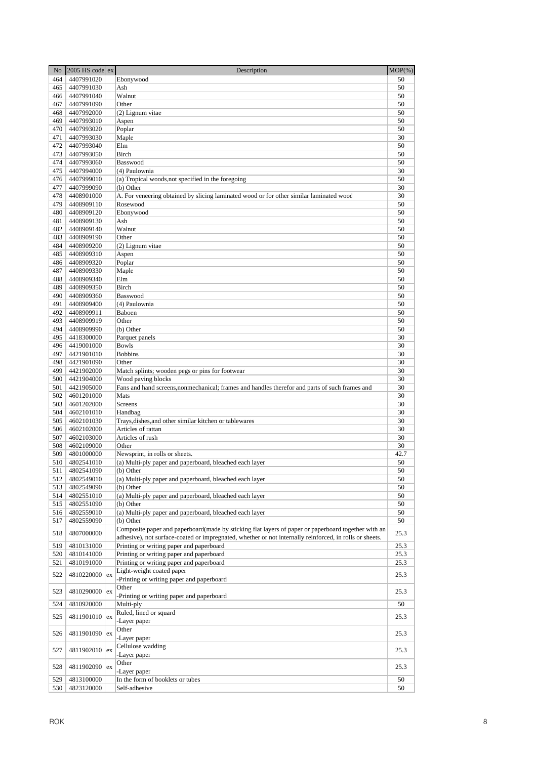| No | 2005 HS code | ex | Description | MOP(%) |
|---|---|---|---|---|
| 464 | 4407991020 | | Ebonywood | 50 |
| 465 | 4407991030 | | Ash | 50 |
| 466 | 4407991040 | | Walnut | 50 |
| 467 | 4407991090 | | Other | 50 |
| 468 | 4407992000 | | (2) Lignum vitae | 50 |
| 469 | 4407993010 | | Aspen | 50 |
| 470 | 4407993020 | | Poplar | 50 |
| 471 | 4407993030 | | Maple | 30 |
| 472 | 4407993040 | | Elm | 50 |
| 473 | 4407993050 | | Birch | 50 |
| 474 | 4407993060 | | Basswood | 50 |
| 475 | 4407994000 | | (4) Paulownia | 30 |
| 476 | 4407999010 | | (a) Tropical woods,not specified in the foregoing | 50 |
| 477 | 4407999090 | | (b) Other | 30 |
| 478 | 4408901000 | | A. For veneering obtained by slicing laminated wood or for other similar laminated wood | 30 |
| 479 | 4408909110 | | Rosewood | 50 |
| 480 | 4408909120 | | Ebonywood | 50 |
| 481 | 4408909130 | | Ash | 50 |
| 482 | 4408909140 | | Walnut | 50 |
| 483 | 4408909190 | | Other | 50 |
| 484 | 4408909200 | | (2) Lignum vitae | 50 |
| 485 | 4408909310 | | Aspen | 50 |
| 486 | 4408909320 | | Poplar | 50 |
| 487 | 4408909330 | | Maple | 50 |
| 488 | 4408909340 | | Elm | 50 |
| 489 | 4408909350 | | Birch | 50 |
| 490 | 4408909360 | | Basswood | 50 |
| 491 | 4408909400 | | (4) Paulownia | 50 |
| 492 | 4408909911 | | Baboen | 50 |
| 493 | 4408909919 | | Other | 50 |
| 494 | 4408909990 | | (b) Other | 50 |
| 495 | 4418300000 | | Parquet panels | 30 |
| 496 | 4419001000 | | Bowls | 30 |
| 497 | 4421901010 | | Bobbins | 30 |
| 498 | 4421901090 | | Other | 30 |
| 499 | 4421902000 | | Match splints; wooden pegs or pins for footwear | 30 |
| 500 | 4421904000 | | Wood paving blocks | 30 |
| 501 | 4421905000 | | Fans and hand screens,nonmechanical; frames and handles therefor and parts of such frames and | 30 |
| 502 | 4601201000 | | Mats | 30 |
| 503 | 4601202000 | | Screens | 30 |
| 504 | 4602101010 | | Handbag | 30 |
| 505 | 4602101030 | | Trays,dishes,and other similar kitchen or tablewares | 30 |
| 506 | 4602102000 | | Articles of rattan | 30 |
| 507 | 4602103000 | | Articles of rush | 30 |
| 508 | 4602109000 | | Other | 30 |
| 509 | 4801000000 | | Newsprint, in rolls or sheets. | 42.7 |
| 510 | 4802541010 | | (a) Multi-ply paper and paperboard, bleached each layer | 50 |
| 511 | 4802541090 | | (b) Other | 50 |
| 512 | 4802549010 | | (a) Multi-ply paper and paperboard, bleached each layer | 50 |
| 513 | 4802549090 | | (b) Other | 50 |
| 514 | 4802551010 | | (a) Multi-ply paper and paperboard, bleached each layer | 50 |
| 515 | 4802551090 | | (b) Other | 50 |
| 516 | 4802559010 | | (a) Multi-ply paper and paperboard, bleached each layer | 50 |
| 517 | 4802559090 | | (b) Other | 50 |
| 518 | 4807000000 | | Composite paper and paperboard(made by sticking flat layers of paper or paperboard together with an adhesive), not surface-coated or impregnated, whether or not internally reinforced, in rolls or sheets. | 25.3 |
| 519 | 4810131000 | | Printing or writing paper and paperboard | 25.3 |
| 520 | 4810141000 | | Printing or writing paper and paperboard | 25.3 |
| 521 | 4810191000 | | Printing or writing paper and paperboard | 25.3 |
| 522 | 4810220000 | ex | Light-weight coated paper -Printing or writing paper and paperboard | 25.3 |
| 523 | 4810290000 | ex | Other -Printing or writing paper and paperboard | 25.3 |
| 524 | 4810920000 | | Multi-ply | 50 |
| 525 | 4811901010 | ex | Ruled, lined or squard -Layer paper | 25.3 |
| 526 | 4811901090 | ex | Other -Layer paper | 25.3 |
| 527 | 4811902010 | ex | Cellulose wadding -Layer paper | 25.3 |
| 528 | 4811902090 | ex | Other -Layer paper | 25.3 |
| 529 | 4813100000 | | In the form of booklets or tubes | 50 |
| 530 | 4823120000 | | Self-adhesive | 50 |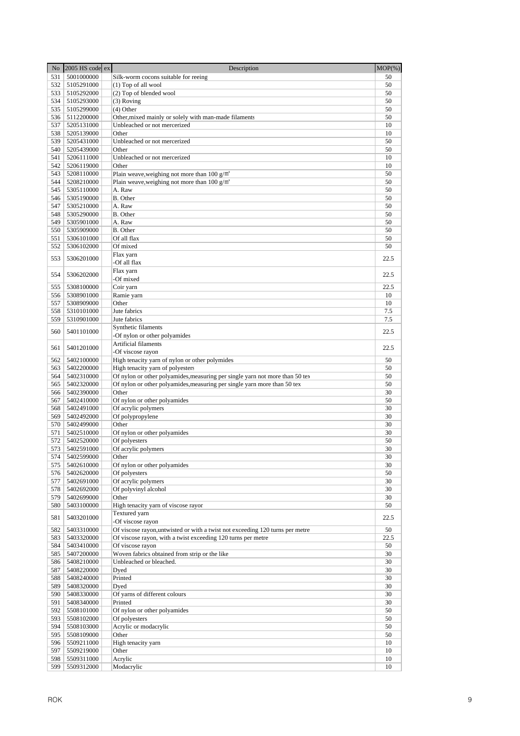| No | 2005 HS code | ex | Description | MOP(%) |
|---|---|---|---|---|
| 531 | 5001000000 | | Silk-worm cocons suitable for reeing | 50 |
| 532 | 5105291000 | | (1) Top of all wool | 50 |
| 533 | 5105292000 | | (2) Top of blended wool | 50 |
| 534 | 5105293000 | | (3) Roving | 50 |
| 535 | 5105299000 | | (4) Other | 50 |
| 536 | 5112200000 | | Other,mixed mainly or solely with man-made filaments | 50 |
| 537 | 5205131000 | | Unbleached or not mercerized | 10 |
| 538 | 5205139000 | | Other | 10 |
| 539 | 5205431000 | | Unbleached or not mercerized | 50 |
| 540 | 5205439000 | | Other | 50 |
| 541 | 5206111000 | | Unbleached or not mercerized | 10 |
| 542 | 5206119000 | | Other | 10 |
| 543 | 5208110000 | | Plain weave,weighing not more than 100 g/㎡ | 50 |
| 544 | 5208210000 | | Plain weave,weighing not more than 100 g/㎡ | 50 |
| 545 | 5305110000 | | A. Raw | 50 |
| 546 | 5305190000 | | B. Other | 50 |
| 547 | 5305210000 | | A. Raw | 50 |
| 548 | 5305290000 | | B. Other | 50 |
| 549 | 5305901000 | | A. Raw | 50 |
| 550 | 5305909000 | | B. Other | 50 |
| 551 | 5306101000 | | Of all flax | 50 |
| 552 | 5306102000 | | Of mixed | 50 |
| 553 | 5306201000 | | Flax yarn<br>-Of all flax | 22.5 |
| 554 | 5306202000 | | Flax yarn<br>-Of mixed | 22.5 |
| 555 | 5308100000 | | Coir yarn | 22.5 |
| 556 | 5308901000 | | Ramie yarn | 10 |
| 557 | 5308909000 | | Other | 10 |
| 558 | 5310101000 | | Jute fabrics | 7.5 |
| 559 | 5310901000 | | Jute fabrics | 7.5 |
| 560 | 5401101000 | | Synthetic filaments<br>-Of nylon or other polyamides | 22.5 |
| 561 | 5401201000 | | Artificial filaments<br>-Of viscose rayon | 22.5 |
| 562 | 5402100000 | | High tenacity yarn of nylon or other polymides | 50 |
| 563 | 5402200000 | | High tenacity yarn of polyesters | 50 |
| 564 | 5402310000 | | Of nylon or other polyamides,measuring per single yarn not more than 50 tex | 50 |
| 565 | 5402320000 | | Of nylon or other polyamides,measuring per single yarn more than 50 tex | 50 |
| 566 | 5402390000 | | Other | 30 |
| 567 | 5402410000 | | Of nylon or other polyamides | 50 |
| 568 | 5402491000 | | Of acrylic polymers | 30 |
| 569 | 5402492000 | | Of polypropylene | 30 |
| 570 | 5402499000 | | Other | 30 |
| 571 | 5402510000 | | Of nylon or other polyamides | 30 |
| 572 | 5402520000 | | Of polyesters | 50 |
| 573 | 5402591000 | | Of acrylic polymers | 30 |
| 574 | 5402599000 | | Other | 30 |
| 575 | 5402610000 | | Of nylon or other polyamides | 30 |
| 576 | 5402620000 | | Of polyesters | 50 |
| 577 | 5402691000 | | Of acrylic polymers | 30 |
| 578 | 5402692000 | | Of polyvinyl alcohol | 30 |
| 579 | 5402699000 | | Other | 30 |
| 580 | 5403100000 | | High tenacity yarn of viscose rayor | 50 |
| 581 | 5403201000 | | Textured yarn<br>-Of viscose rayon | 22.5 |
| 582 | 5403310000 | | Of viscose rayon,untwisted or with a twist not exceeding 120 turns per metre | 50 |
| 583 | 5403320000 | | Of viscose rayon, with a twist exceeding 120 turns per metre | 22.5 |
| 584 | 5403410000 | | Of viscose rayon | 50 |
| 585 | 5407200000 | | Woven fabrics obtained from strip or the like | 30 |
| 586 | 5408210000 | | Unbleached or bleached. | 30 |
| 587 | 5408220000 | | Dyed | 30 |
| 588 | 5408240000 | | Printed | 30 |
| 589 | 5408320000 | | Dyed | 30 |
| 590 | 5408330000 | | Of yarns of different colours | 30 |
| 591 | 5408340000 | | Printed | 30 |
| 592 | 5508101000 | | Of nylon or other polyamides | 50 |
| 593 | 5508102000 | | Of polyesters | 50 |
| 594 | 5508103000 | | Acrylic or modacrylic | 50 |
| 595 | 5508109000 | | Other | 50 |
| 596 | 5509211000 | | High tenacity yarn | 10 |
| 597 | 5509219000 | | Other | 10 |
| 598 | 5509311000 | | Acrylic | 10 |
| 599 | 5509312000 | | Modacrylic | 10 |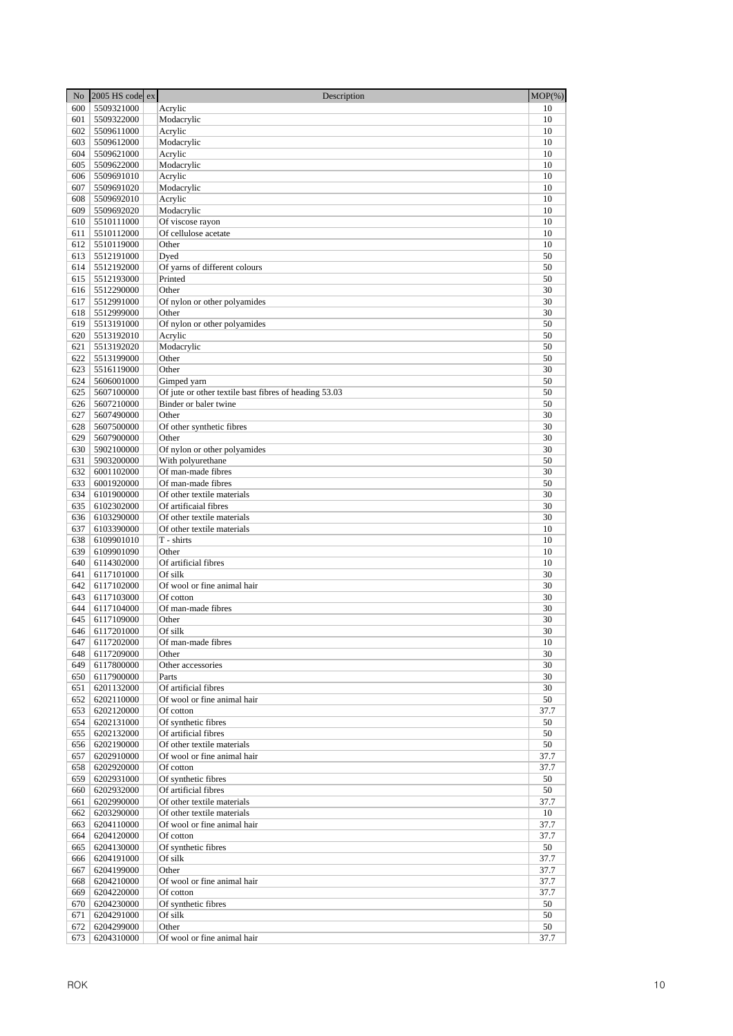| No | 2005 HS code | ex | Description | MOP(%) |
|---|---|---|---|---|
| 600 | 5509321000 | | Acrylic | 10 |
| 601 | 5509322000 | | Modacrylic | 10 |
| 602 | 5509611000 | | Acrylic | 10 |
| 603 | 5509612000 | | Modacrylic | 10 |
| 604 | 5509621000 | | Acrylic | 10 |
| 605 | 5509622000 | | Modacrylic | 10 |
| 606 | 5509691010 | | Acrylic | 10 |
| 607 | 5509691020 | | Modacrylic | 10 |
| 608 | 5509692010 | | Acrylic | 10 |
| 609 | 5509692020 | | Modacrylic | 10 |
| 610 | 5510111000 | | Of viscose rayon | 10 |
| 611 | 5510112000 | | Of cellulose acetate | 10 |
| 612 | 5510119000 | | Other | 10 |
| 613 | 5512191000 | | Dyed | 50 |
| 614 | 5512192000 | | Of yarns of different colours | 50 |
| 615 | 5512193000 | | Printed | 50 |
| 616 | 5512290000 | | Other | 30 |
| 617 | 5512991000 | | Of nylon or other polyamides | 30 |
| 618 | 5512999000 | | Other | 30 |
| 619 | 5513191000 | | Of nylon or other polyamides | 50 |
| 620 | 5513192010 | | Acrylic | 50 |
| 621 | 5513192020 | | Modacrylic | 50 |
| 622 | 5513199000 | | Other | 50 |
| 623 | 5516119000 | | Other | 30 |
| 624 | 5606001000 | | Gimped yarn | 50 |
| 625 | 5607100000 | | Of jute or other textile bast fibres of heading 53.03 | 50 |
| 626 | 5607210000 | | Binder or baler twine | 50 |
| 627 | 5607490000 | | Other | 30 |
| 628 | 5607500000 | | Of other synthetic fibres | 30 |
| 629 | 5607900000 | | Other | 30 |
| 630 | 5902100000 | | Of nylon or other polyamides | 30 |
| 631 | 5903200000 | | With polyurethane | 50 |
| 632 | 6001102000 | | Of man-made fibres | 30 |
| 633 | 6001920000 | | Of man-made fibres | 50 |
| 634 | 6101900000 | | Of other textile materials | 30 |
| 635 | 6102302000 | | Of artificaial fibres | 30 |
| 636 | 6103290000 | | Of other textile materials | 30 |
| 637 | 6103390000 | | Of other textile materials | 10 |
| 638 | 6109901010 | | T - shirts | 10 |
| 639 | 6109901090 | | Other | 10 |
| 640 | 6114302000 | | Of artificial fibres | 10 |
| 641 | 6117101000 | | Of silk | 30 |
| 642 | 6117102000 | | Of wool or fine animal hair | 30 |
| 643 | 6117103000 | | Of cotton | 30 |
| 644 | 6117104000 | | Of man-made fibres | 30 |
| 645 | 6117109000 | | Other | 30 |
| 646 | 6117201000 | | Of silk | 30 |
| 647 | 6117202000 | | Of man-made fibres | 10 |
| 648 | 6117209000 | | Other | 30 |
| 649 | 6117800000 | | Other accessories | 30 |
| 650 | 6117900000 | | Parts | 30 |
| 651 | 6201132000 | | Of artificial fibres | 30 |
| 652 | 6202110000 | | Of wool or fine animal hair | 50 |
| 653 | 6202120000 | | Of cotton | 37.7 |
| 654 | 6202131000 | | Of synthetic fibres | 50 |
| 655 | 6202132000 | | Of artificial fibres | 50 |
| 656 | 6202190000 | | Of other textile materials | 50 |
| 657 | 6202910000 | | Of wool or fine animal hair | 37.7 |
| 658 | 6202920000 | | Of cotton | 37.7 |
| 659 | 6202931000 | | Of synthetic fibres | 50 |
| 660 | 6202932000 | | Of artificial fibres | 50 |
| 661 | 6202990000 | | Of other textile materials | 37.7 |
| 662 | 6203290000 | | Of other textile materials | 10 |
| 663 | 6204110000 | | Of wool or fine animal hair | 37.7 |
| 664 | 6204120000 | | Of cotton | 37.7 |
| 665 | 6204130000 | | Of synthetic fibres | 50 |
| 666 | 6204191000 | | Of silk | 37.7 |
| 667 | 6204199000 | | Other | 37.7 |
| 668 | 6204210000 | | Of wool or fine animal hair | 37.7 |
| 669 | 6204220000 | | Of cotton | 37.7 |
| 670 | 6204230000 | | Of synthetic fibres | 50 |
| 671 | 6204291000 | | Of silk | 50 |
| 672 | 6204299000 | | Other | 50 |
| 673 | 6204310000 | | Of wool or fine animal hair | 37.7 |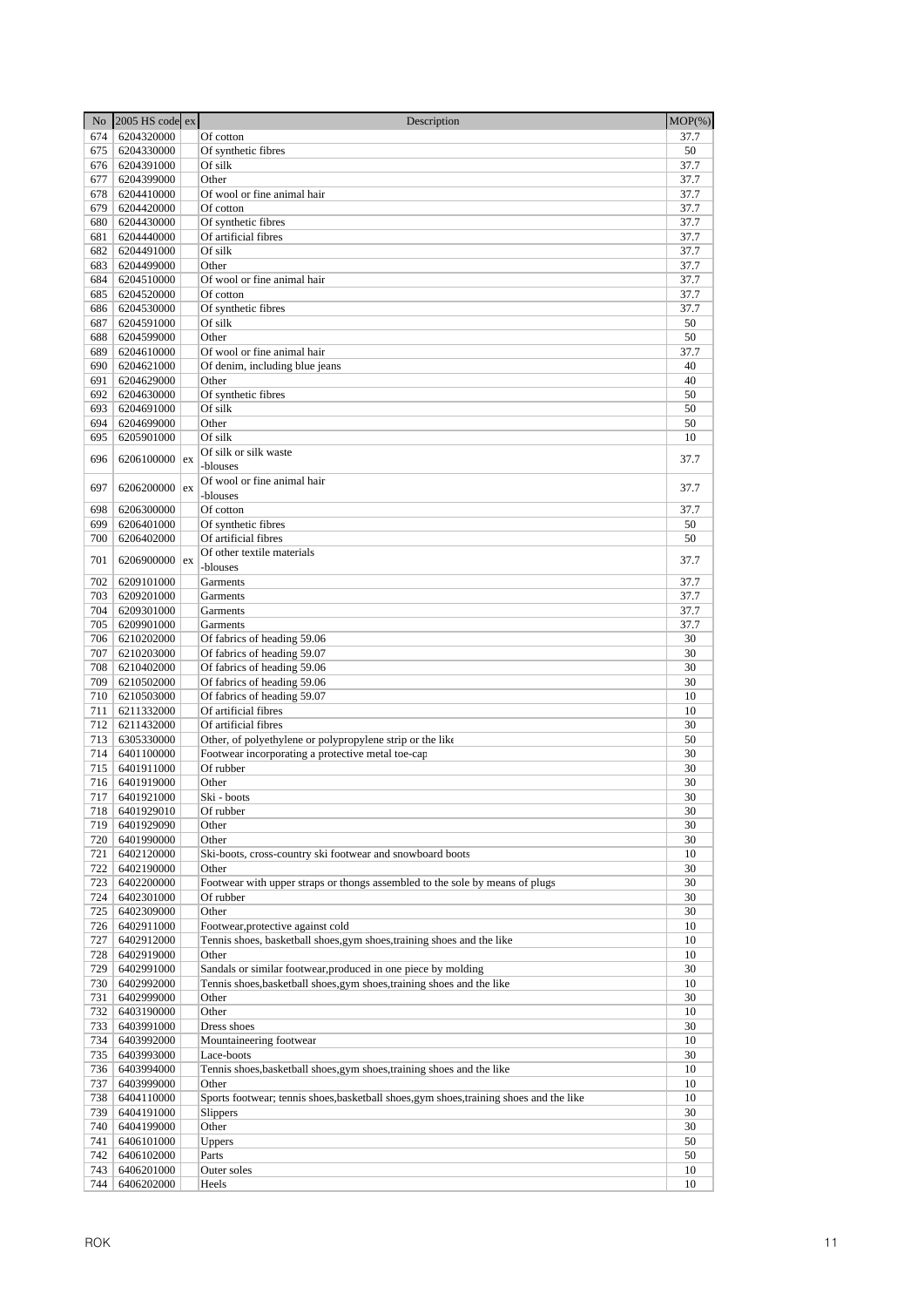| No | 2005 HS code | ex | Description | MOP(%) |
|---|---|---|---|---|
| 674 | 6204320000 | | Of cotton | 37.7 |
| 675 | 6204330000 | | Of synthetic fibres | 50 |
| 676 | 6204391000 | | Of silk | 37.7 |
| 677 | 6204399000 | | Other | 37.7 |
| 678 | 6204410000 | | Of wool or fine animal hair | 37.7 |
| 679 | 6204420000 | | Of cotton | 37.7 |
| 680 | 6204430000 | | Of synthetic fibres | 37.7 |
| 681 | 6204440000 | | Of artificial fibres | 37.7 |
| 682 | 6204491000 | | Of silk | 37.7 |
| 683 | 6204499000 | | Other | 37.7 |
| 684 | 6204510000 | | Of wool or fine animal hair | 37.7 |
| 685 | 6204520000 | | Of cotton | 37.7 |
| 686 | 6204530000 | | Of synthetic fibres | 37.7 |
| 687 | 6204591000 | | Of silk | 50 |
| 688 | 6204599000 | | Other | 50 |
| 689 | 6204610000 | | Of wool or fine animal hair | 37.7 |
| 690 | 6204621000 | | Of denim, including blue jeans | 40 |
| 691 | 6204629000 | | Other | 40 |
| 692 | 6204630000 | | Of synthetic fibres | 50 |
| 693 | 6204691000 | | Of silk | 50 |
| 694 | 6204699000 | | Other | 50 |
| 695 | 6205901000 | | Of silk | 10 |
| 696 | 6206100000 | ex | Of silk or silk waste<br>-blouses | 37.7 |
| 697 | 6206200000 | ex | Of wool or fine animal hair<br>-blouses | 37.7 |
| 698 | 6206300000 | | Of cotton | 37.7 |
| 699 | 6206401000 | | Of synthetic fibres | 50 |
| 700 | 6206402000 | | Of artificial fibres | 50 |
| 701 | 6206900000 | ex | Of other textile materials<br>-blouses | 37.7 |
| 702 | 6209101000 | | Garments | 37.7 |
| 703 | 6209201000 | | Garments | 37.7 |
| 704 | 6209301000 | | Garments | 37.7 |
| 705 | 6209901000 | | Garments | 37.7 |
| 706 | 6210202000 | | Of fabrics of heading 59.06 | 30 |
| 707 | 6210203000 | | Of fabrics of heading 59.07 | 30 |
| 708 | 6210402000 | | Of fabrics of heading 59.06 | 30 |
| 709 | 6210502000 | | Of fabrics of heading 59.06 | 30 |
| 710 | 6210503000 | | Of fabrics of heading 59.07 | 10 |
| 711 | 6211332000 | | Of artificial fibres | 10 |
| 712 | 6211432000 | | Of artificial fibres | 30 |
| 713 | 6305330000 | | Other, of polyethylene or polypropylene strip or the like | 50 |
| 714 | 6401100000 | | Footwear incorporating a protective metal toe-cap | 30 |
| 715 | 6401911000 | | Of rubber | 30 |
| 716 | 6401919000 | | Other | 30 |
| 717 | 6401921000 | | Ski - boots | 30 |
| 718 | 6401929010 | | Of rubber | 30 |
| 719 | 6401929090 | | Other | 30 |
| 720 | 6401990000 | | Other | 30 |
| 721 | 6402120000 | | Ski-boots, cross-country ski footwear and snowboard boots | 10 |
| 722 | 6402190000 | | Other | 30 |
| 723 | 6402200000 | | Footwear with upper straps or thongs assembled to the sole by means of plugs | 30 |
| 724 | 6402301000 | | Of rubber | 30 |
| 725 | 6402309000 | | Other | 30 |
| 726 | 6402911000 | | Footwear,protective against cold | 10 |
| 727 | 6402912000 | | Tennis shoes, basketball shoes,gym shoes,training shoes and the like | 10 |
| 728 | 6402919000 | | Other | 10 |
| 729 | 6402991000 | | Sandals or similar footwear,produced in one piece by molding | 30 |
| 730 | 6402992000 | | Tennis shoes,basketball shoes,gym shoes,training shoes and the like | 10 |
| 731 | 6402999000 | | Other | 30 |
| 732 | 6403190000 | | Other | 10 |
| 733 | 6403991000 | | Dress shoes | 30 |
| 734 | 6403992000 | | Mountaineering footwear | 10 |
| 735 | 6403993000 | | Lace-boots | 30 |
| 736 | 6403994000 | | Tennis shoes,basketball shoes,gym shoes,training shoes and the like | 10 |
| 737 | 6403999000 | | Other | 10 |
| 738 | 6404110000 | | Sports footwear; tennis shoes,basketball shoes,gym shoes,training shoes and the like | 10 |
| 739 | 6404191000 | | Slippers | 30 |
| 740 | 6404199000 | | Other | 30 |
| 741 | 6406101000 | | Uppers | 50 |
| 742 | 6406102000 | | Parts | 50 |
| 743 | 6406201000 | | Outer soles | 10 |
| 744 | 6406202000 | | Heels | 10 |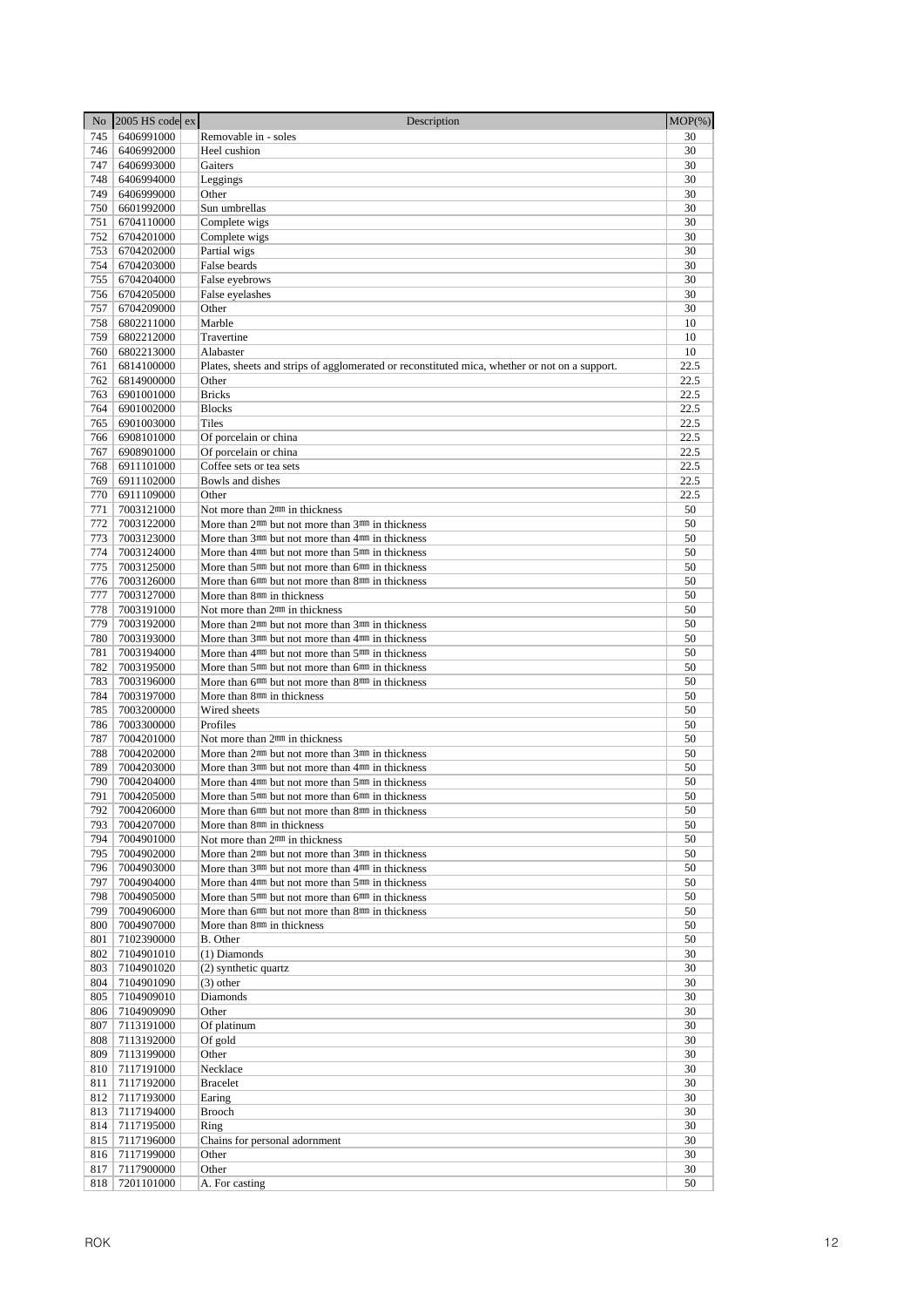| No | 2005 HS code | ex | Description | MOP(%) |
|---|---|---|---|---|
| 745 | 6406991000 | | Removable in - soles | 30 |
| 746 | 6406992000 | | Heel cushion | 30 |
| 747 | 6406993000 | | Gaiters | 30 |
| 748 | 6406994000 | | Leggings | 30 |
| 749 | 6406999000 | | Other | 30 |
| 750 | 6601992000 | | Sun umbrellas | 30 |
| 751 | 6704110000 | | Complete wigs | 30 |
| 752 | 6704201000 | | Complete wigs | 30 |
| 753 | 6704202000 | | Partial wigs | 30 |
| 754 | 6704203000 | | False beards | 30 |
| 755 | 6704204000 | | False eyebrows | 30 |
| 756 | 6704205000 | | False eyelashes | 30 |
| 757 | 6704209000 | | Other | 30 |
| 758 | 6802211000 | | Marble | 10 |
| 759 | 6802212000 | | Travertine | 10 |
| 760 | 6802213000 | | Alabaster | 10 |
| 761 | 6814100000 | | Plates, sheets and strips of agglomerated or reconstituted mica, whether or not on a support. | 22.5 |
| 762 | 6814900000 | | Other | 22.5 |
| 763 | 6901001000 | | Bricks | 22.5 |
| 764 | 6901002000 | | Blocks | 22.5 |
| 765 | 6901003000 | | Tiles | 22.5 |
| 766 | 6908101000 | | Of porcelain or china | 22.5 |
| 767 | 6908901000 | | Of porcelain or china | 22.5 |
| 768 | 6911101000 | | Coffee sets or tea sets | 22.5 |
| 769 | 6911102000 | | Bowls and dishes | 22.5 |
| 770 | 6911109000 | | Other | 22.5 |
| 771 | 7003121000 | | Not more than 2㎜ in thickness | 50 |
| 772 | 7003122000 | | More than 2㎜ but not more than 3㎜ in thickness | 50 |
| 773 | 7003123000 | | More than 3㎜ but not more than 4㎜ in thickness | 50 |
| 774 | 7003124000 | | More than 4㎜ but not more than 5㎜ in thickness | 50 |
| 775 | 7003125000 | | More than 5㎜ but not more than 6㎜ in thickness | 50 |
| 776 | 7003126000 | | More than 6㎜ but not more than 8㎜ in thickness | 50 |
| 777 | 7003127000 | | More than 8㎜ in thickness | 50 |
| 778 | 7003191000 | | Not more than 2㎜ in thickness | 50 |
| 779 | 7003192000 | | More than 2㎜ but not more than 3㎜ in thickness | 50 |
| 780 | 7003193000 | | More than 3㎜ but not more than 4㎜ in thickness | 50 |
| 781 | 7003194000 | | More than 4㎜ but not more than 5㎜ in thickness | 50 |
| 782 | 7003195000 | | More than 5㎜ but not more than 6㎜ in thickness | 50 |
| 783 | 7003196000 | | More than 6㎜ but not more than 8㎜ in thickness | 50 |
| 784 | 7003197000 | | More than 8㎜ in thickness | 50 |
| 785 | 7003200000 | | Wired sheets | 50 |
| 786 | 7003300000 | | Profiles | 50 |
| 787 | 7004201000 | | Not more than 2㎜ in thickness | 50 |
| 788 | 7004202000 | | More than 2㎜ but not more than 3㎜ in thickness | 50 |
| 789 | 7004203000 | | More than 3㎜ but not more than 4㎜ in thickness | 50 |
| 790 | 7004204000 | | More than 4㎜ but not more than 5㎜ in thickness | 50 |
| 791 | 7004205000 | | More than 5㎜ but not more than 6㎜ in thickness | 50 |
| 792 | 7004206000 | | More than 6㎜ but not more than 8㎜ in thickness | 50 |
| 793 | 7004207000 | | More than 8㎜ in thickness | 50 |
| 794 | 7004901000 | | Not more than 2㎜ in thickness | 50 |
| 795 | 7004902000 | | More than 2㎜ but not more than 3㎜ in thickness | 50 |
| 796 | 7004903000 | | More than 3㎜ but not more than 4㎜ in thickness | 50 |
| 797 | 7004904000 | | More than 4㎜ but not more than 5㎜ in thickness | 50 |
| 798 | 7004905000 | | More than 5㎜ but not more than 6㎜ in thickness | 50 |
| 799 | 7004906000 | | More than 6㎜ but not more than 8㎜ in thickness | 50 |
| 800 | 7004907000 | | More than 8㎜ in thickness | 50 |
| 801 | 7102390000 | | B. Other | 50 |
| 802 | 7104901010 | | (1) Diamonds | 30 |
| 803 | 7104901020 | | (2) synthetic quartz | 30 |
| 804 | 7104901090 | | (3) other | 30 |
| 805 | 7104909010 | | Diamonds | 30 |
| 806 | 7104909090 | | Other | 30 |
| 807 | 7113191000 | | Of platinum | 30 |
| 808 | 7113192000 | | Of gold | 30 |
| 809 | 7113199000 | | Other | 30 |
| 810 | 7117191000 | | Necklace | 30 |
| 811 | 7117192000 | | Bracelet | 30 |
| 812 | 7117193000 | | Earing | 30 |
| 813 | 7117194000 | | Brooch | 30 |
| 814 | 7117195000 | | Ring | 30 |
| 815 | 7117196000 | | Chains for personal adornment | 30 |
| 816 | 7117199000 | | Other | 30 |
| 817 | 7117900000 | | Other | 30 |
| 818 | 7201101000 | | A. For casting | 50 |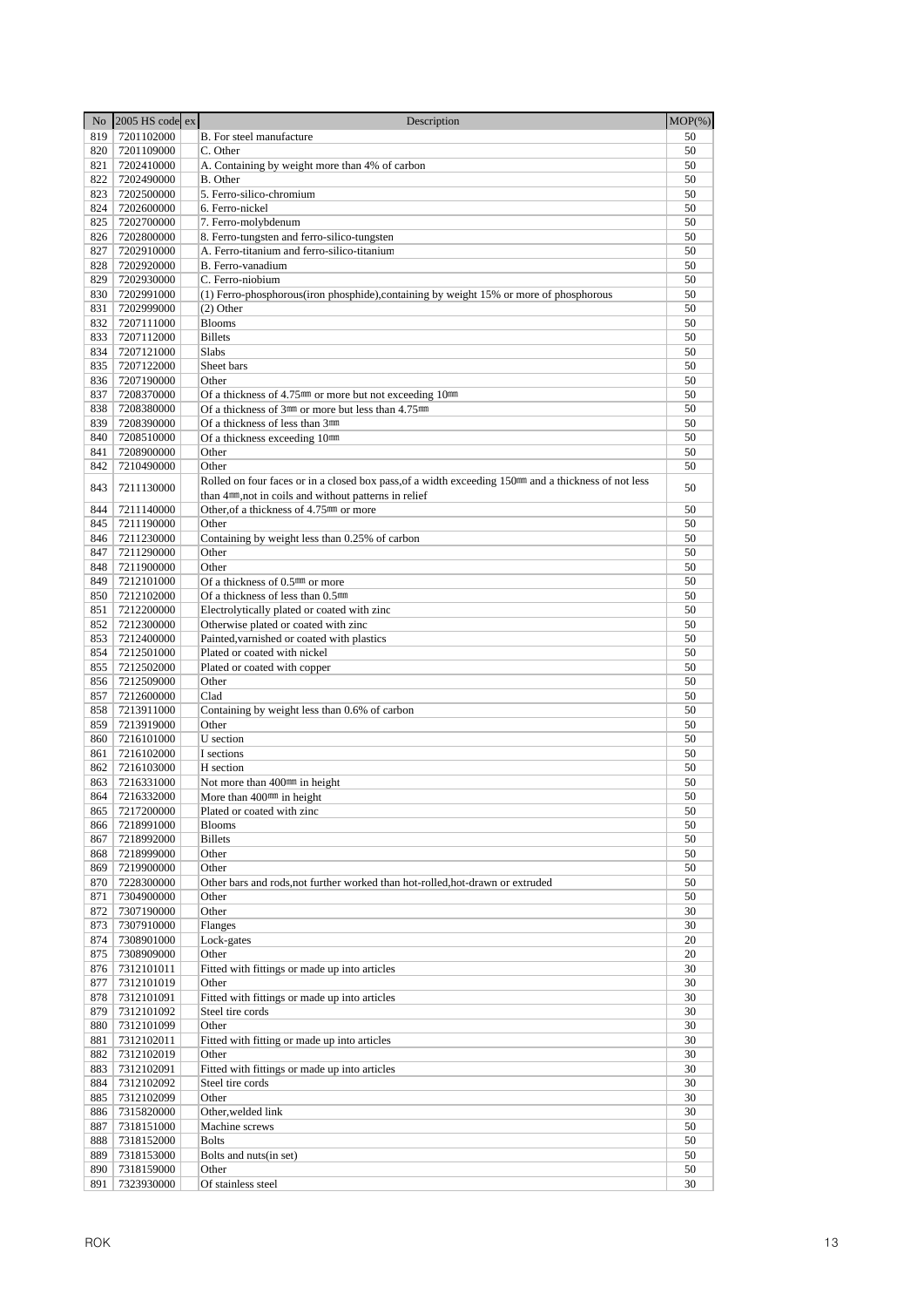| No | 2005 HS code | ex | Description | MOP(%) |
|---|---|---|---|---|
| 819 | 7201102000 | | B. For steel manufacture | 50 |
| 820 | 7201109000 | | C. Other | 50 |
| 821 | 7202410000 | | A. Containing by weight more than 4% of carbon | 50 |
| 822 | 7202490000 | | B. Other | 50 |
| 823 | 7202500000 | | 5. Ferro-silico-chromium | 50 |
| 824 | 7202600000 | | 6. Ferro-nickel | 50 |
| 825 | 7202700000 | | 7. Ferro-molybdenum | 50 |
| 826 | 7202800000 | | 8. Ferro-tungsten and ferro-silico-tungsten | 50 |
| 827 | 7202910000 | | A. Ferro-titanium and ferro-silico-titanium | 50 |
| 828 | 7202920000 | | B. Ferro-vanadium | 50 |
| 829 | 7202930000 | | C. Ferro-niobium | 50 |
| 830 | 7202991000 | | (1) Ferro-phosphorous(iron phosphide),containing by weight 15% or more of phosphorous | 50 |
| 831 | 7202999000 | | (2) Other | 50 |
| 832 | 7207111000 | | Blooms | 50 |
| 833 | 7207112000 | | Billets | 50 |
| 834 | 7207121000 | | Slabs | 50 |
| 835 | 7207122000 | | Sheet bars | 50 |
| 836 | 7207190000 | | Other | 50 |
| 837 | 7208370000 | | Of a thickness of 4.75㎜ or more but not exceeding 10㎜ | 50 |
| 838 | 7208380000 | | Of a thickness of 3㎜ or more but less than 4.75㎜ | 50 |
| 839 | 7208390000 | | Of a thickness of less than 3㎜ | 50 |
| 840 | 7208510000 | | Of a thickness exceeding 10㎜ | 50 |
| 841 | 7208900000 | | Other | 50 |
| 842 | 7210490000 | | Other | 50 |
| 843 | 7211130000 | | Rolled on four faces or in a closed box pass,of a width exceeding 150㎜ and a thickness of not less than 4㎜,not in coils and without patterns in relief | 50 |
| 844 | 7211140000 | | Other,of a thickness of 4.75㎜ or more | 50 |
| 845 | 7211190000 | | Other | 50 |
| 846 | 7211230000 | | Containing by weight less than 0.25% of carbon | 50 |
| 847 | 7211290000 | | Other | 50 |
| 848 | 7211900000 | | Other | 50 |
| 849 | 7212101000 | | Of a thickness of 0.5㎜ or more | 50 |
| 850 | 7212102000 | | Of a thickness of less than 0.5㎜ | 50 |
| 851 | 7212200000 | | Electrolytically plated or coated with zinc | 50 |
| 852 | 7212300000 | | Otherwise plated or coated with zinc | 50 |
| 853 | 7212400000 | | Painted,varnished or coated with plastics | 50 |
| 854 | 7212501000 | | Plated or coated with nickel | 50 |
| 855 | 7212502000 | | Plated or coated with copper | 50 |
| 856 | 7212509000 | | Other | 50 |
| 857 | 7212600000 | | Clad | 50 |
| 858 | 7213911000 | | Containing by weight less than 0.6% of carbon | 50 |
| 859 | 7213919000 | | Other | 50 |
| 860 | 7216101000 | | U section | 50 |
| 861 | 7216102000 | | I sections | 50 |
| 862 | 7216103000 | | H section | 50 |
| 863 | 7216331000 | | Not more than 400㎜ in height | 50 |
| 864 | 7216332000 | | More than 400㎜ in height | 50 |
| 865 | 7217200000 | | Plated or coated with zinc | 50 |
| 866 | 7218991000 | | Blooms | 50 |
| 867 | 7218992000 | | Billets | 50 |
| 868 | 7218999000 | | Other | 50 |
| 869 | 7219900000 | | Other | 50 |
| 870 | 7228300000 | | Other bars and rods,not further worked than hot-rolled,hot-drawn or extruded | 50 |
| 871 | 7304900000 | | Other | 50 |
| 872 | 7307190000 | | Other | 30 |
| 873 | 7307910000 | | Flanges | 30 |
| 874 | 7308901000 | | Lock-gates | 20 |
| 875 | 7308909000 | | Other | 20 |
| 876 | 7312101011 | | Fitted with fittings or made up into articles | 30 |
| 877 | 7312101019 | | Other | 30 |
| 878 | 7312101091 | | Fitted with fittings or made up into articles | 30 |
| 879 | 7312101092 | | Steel tire cords | 30 |
| 880 | 7312101099 | | Other | 30 |
| 881 | 7312102011 | | Fitted with fitting or made up into articles | 30 |
| 882 | 7312102019 | | Other | 30 |
| 883 | 7312102091 | | Fitted with fittings or made up into articles | 30 |
| 884 | 7312102092 | | Steel tire cords | 30 |
| 885 | 7312102099 | | Other | 30 |
| 886 | 7315820000 | | Other,welded link | 30 |
| 887 | 7318151000 | | Machine screws | 50 |
| 888 | 7318152000 | | Bolts | 50 |
| 889 | 7318153000 | | Bolts and nuts(in set) | 50 |
| 890 | 7318159000 | | Other | 50 |
| 891 | 7323930000 | | Of stainless steel | 30 |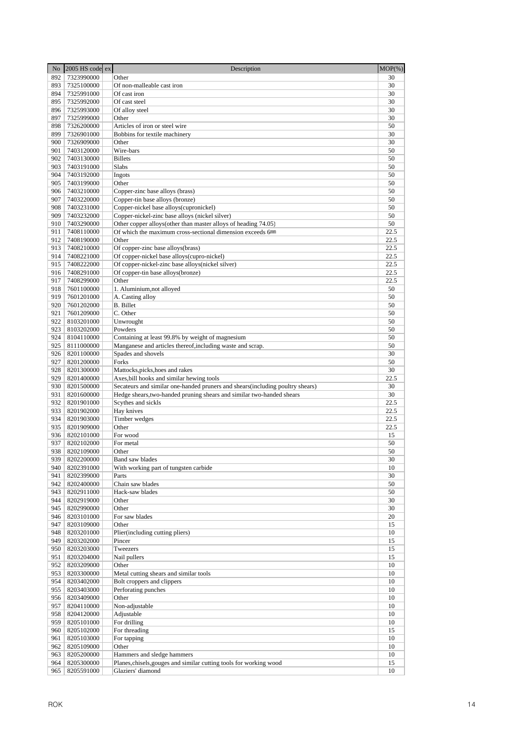| No | 2005 HS code | ex | Description | MOP(%) |
|---|---|---|---|---|
| 892 | 7323990000 | | Other | 30 |
| 893 | 7325100000 | | Of non-malleable cast iron | 30 |
| 894 | 7325991000 | | Of cast iron | 30 |
| 895 | 7325992000 | | Of cast steel | 30 |
| 896 | 7325993000 | | Of alloy steel | 30 |
| 897 | 7325999000 | | Other | 30 |
| 898 | 7326200000 | | Articles of iron or steel wire | 50 |
| 899 | 7326901000 | | Bobbins for textile machinery | 30 |
| 900 | 7326909000 | | Other | 30 |
| 901 | 7403120000 | | Wire-bars | 50 |
| 902 | 7403130000 | | Billets | 50 |
| 903 | 7403191000 | | Slabs | 50 |
| 904 | 7403192000 | | Ingots | 50 |
| 905 | 7403199000 | | Other | 50 |
| 906 | 7403210000 | | Copper-zinc base alloys (brass) | 50 |
| 907 | 7403220000 | | Copper-tin base alloys (bronze) | 50 |
| 908 | 7403231000 | | Copper-nickel base alloys(cupronickel) | 50 |
| 909 | 7403232000 | | Copper-nickel-zinc base alloys (nickel silver) | 50 |
| 910 | 7403290000 | | Other copper alloys(other than master alloys of heading 74.05) | 50 |
| 911 | 7408110000 | | Of which the maximum cross-sectional dimension exceeds 6㎜ | 22.5 |
| 912 | 7408190000 | | Other | 22.5 |
| 913 | 7408210000 | | Of copper-zinc base alloys(brass) | 22.5 |
| 914 | 7408221000 | | Of copper-nickel base alloys(cupro-nickel) | 22.5 |
| 915 | 7408222000 | | Of copper-nickel-zinc base alloys(nickel silver) | 22.5 |
| 916 | 7408291000 | | Of copper-tin base alloys(bronze) | 22.5 |
| 917 | 7408299000 | | Other | 22.5 |
| 918 | 7601100000 | | 1. Aluminium,not alloyed | 50 |
| 919 | 7601201000 | | A. Casting alloy | 50 |
| 920 | 7601202000 | | B. Billet | 50 |
| 921 | 7601209000 | | C. Other | 50 |
| 922 | 8103201000 | | Unwrought | 50 |
| 923 | 8103202000 | | Powders | 50 |
| 924 | 8104110000 | | Containing at least 99.8% by weight of magnesium | 50 |
| 925 | 8111000000 | | Manganese and articles thereof,including waste and scrap. | 50 |
| 926 | 8201100000 | | Spades and shovels | 30 |
| 927 | 8201200000 | | Forks | 50 |
| 928 | 8201300000 | | Mattocks,picks,hoes and rakes | 30 |
| 929 | 8201400000 | | Axes,bill hooks and similar hewing tools | 22.5 |
| 930 | 8201500000 | | Secateurs and similar one-handed pruners and shears(including poultry shears) | 30 |
| 931 | 8201600000 | | Hedge shears,two-handed pruning shears and similar two-handed shears | 30 |
| 932 | 8201901000 | | Scythes and sickls | 22.5 |
| 933 | 8201902000 | | Hay knives | 22.5 |
| 934 | 8201903000 | | Timber wedges | 22.5 |
| 935 | 8201909000 | | Other | 22.5 |
| 936 | 8202101000 | | For wood | 15 |
| 937 | 8202102000 | | For metal | 50 |
| 938 | 8202109000 | | Other | 50 |
| 939 | 8202200000 | | Band saw blades | 30 |
| 940 | 8202391000 | | With working part of tungsten carbide | 10 |
| 941 | 8202399000 | | Parts | 30 |
| 942 | 8202400000 | | Chain saw blades | 50 |
| 943 | 8202911000 | | Hack-saw blades | 50 |
| 944 | 8202919000 | | Other | 30 |
| 945 | 8202990000 | | Other | 30 |
| 946 | 8203101000 | | For saw blades | 20 |
| 947 | 8203109000 | | Other | 15 |
| 948 | 8203201000 | | Plier(including cutting pliers) | 10 |
| 949 | 8203202000 | | Pincer | 15 |
| 950 | 8203203000 | | Tweezers | 15 |
| 951 | 8203204000 | | Nail pullers | 15 |
| 952 | 8203209000 | | Other | 10 |
| 953 | 8203300000 | | Metal cutting shears and similar tools | 10 |
| 954 | 8203402000 | | Bolt croppers and clippers | 10 |
| 955 | 8203403000 | | Perforating punches | 10 |
| 956 | 8203409000 | | Other | 10 |
| 957 | 8204110000 | | Non-adjustable | 10 |
| 958 | 8204120000 | | Adjustable | 10 |
| 959 | 8205101000 | | For drilling | 10 |
| 960 | 8205102000 | | For threading | 15 |
| 961 | 8205103000 | | For tapping | 10 |
| 962 | 8205109000 | | Other | 10 |
| 963 | 8205200000 | | Hammers and sledge hammers | 10 |
| 964 | 8205300000 | | Planes,chisels,gouges and similar cutting tools for working wood | 15 |
| 965 | 8205591000 | | Glaziers' diamond | 10 |

ROK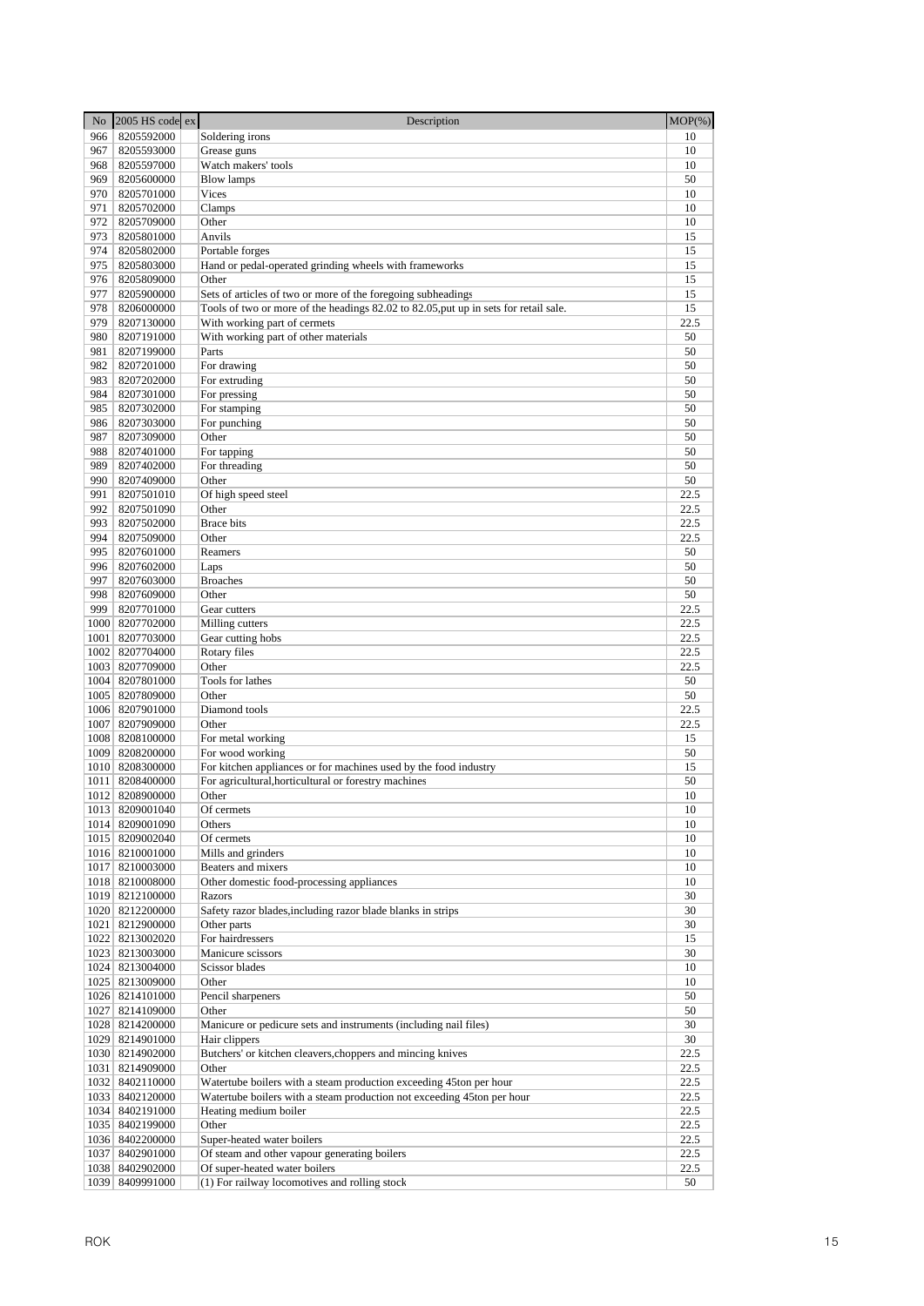| No | 2005 HS code | ex | Description | MOP(%) |
|---|---|---|---|---|
| 966 | 8205592000 | | Soldering irons | 10 |
| 967 | 8205593000 | | Grease guns | 10 |
| 968 | 8205597000 | | Watch makers' tools | 10 |
| 969 | 8205600000 | | Blow lamps | 50 |
| 970 | 8205701000 | | Vices | 10 |
| 971 | 8205702000 | | Clamps | 10 |
| 972 | 8205709000 | | Other | 10 |
| 973 | 8205801000 | | Anvils | 15 |
| 974 | 8205802000 | | Portable forges | 15 |
| 975 | 8205803000 | | Hand or pedal-operated grinding wheels with frameworks | 15 |
| 976 | 8205809000 | | Other | 15 |
| 977 | 8205900000 | | Sets of articles of two or more of the foregoing subheadings | 15 |
| 978 | 8206000000 | | Tools of two or more of the headings 82.02 to 82.05,put up in sets for retail sale. | 15 |
| 979 | 8207130000 | | With working part of cermets | 22.5 |
| 980 | 8207191000 | | With working part of other materials | 50 |
| 981 | 8207199000 | | Parts | 50 |
| 982 | 8207201000 | | For drawing | 50 |
| 983 | 8207202000 | | For extruding | 50 |
| 984 | 8207301000 | | For pressing | 50 |
| 985 | 8207302000 | | For stamping | 50 |
| 986 | 8207303000 | | For punching | 50 |
| 987 | 8207309000 | | Other | 50 |
| 988 | 8207401000 | | For tapping | 50 |
| 989 | 8207402000 | | For threading | 50 |
| 990 | 8207409000 | | Other | 50 |
| 991 | 8207501010 | | Of high speed steel | 22.5 |
| 992 | 8207501090 | | Other | 22.5 |
| 993 | 8207502000 | | Brace bits | 22.5 |
| 994 | 8207509000 | | Other | 22.5 |
| 995 | 8207601000 | | Reamers | 50 |
| 996 | 8207602000 | | Laps | 50 |
| 997 | 8207603000 | | Broaches | 50 |
| 998 | 8207609000 | | Other | 50 |
| 999 | 8207701000 | | Gear cutters | 22.5 |
| 1000 | 8207702000 | | Milling cutters | 22.5 |
| 1001 | 8207703000 | | Gear cutting hobs | 22.5 |
| 1002 | 8207704000 | | Rotary files | 22.5 |
| 1003 | 8207709000 | | Other | 22.5 |
| 1004 | 8207801000 | | Tools for lathes | 50 |
| 1005 | 8207809000 | | Other | 50 |
| 1006 | 8207901000 | | Diamond tools | 22.5 |
| 1007 | 8207909000 | | Other | 22.5 |
| 1008 | 8208100000 | | For metal working | 15 |
| 1009 | 8208200000 | | For wood working | 50 |
| 1010 | 8208300000 | | For kitchen appliances or for machines used by the food industry | 15 |
| 1011 | 8208400000 | | For agricultural,horticultural or forestry machines | 50 |
| 1012 | 8208900000 | | Other | 10 |
| 1013 | 8209001040 | | Of cermets | 10 |
| 1014 | 8209001090 | | Others | 10 |
| 1015 | 8209002040 | | Of cermets | 10 |
| 1016 | 8210001000 | | Mills and grinders | 10 |
| 1017 | 8210003000 | | Beaters and mixers | 10 |
| 1018 | 8210008000 | | Other domestic food-processing appliances | 10 |
| 1019 | 8212100000 | | Razors | 30 |
| 1020 | 8212200000 | | Safety razor blades,including razor blade blanks in strips | 30 |
| 1021 | 8212900000 | | Other parts | 30 |
| 1022 | 8213002020 | | For hairdressers | 15 |
| 1023 | 8213003000 | | Manicure scissors | 30 |
| 1024 | 8213004000 | | Scissor blades | 10 |
| 1025 | 8213009000 | | Other | 10 |
| 1026 | 8214101000 | | Pencil sharpeners | 50 |
| 1027 | 8214109000 | | Other | 50 |
| 1028 | 8214200000 | | Manicure or pedicure sets and instruments (including nail files) | 30 |
| 1029 | 8214901000 | | Hair clippers | 30 |
| 1030 | 8214902000 | | Butchers' or kitchen cleavers,choppers and mincing knives | 22.5 |
| 1031 | 8214909000 | | Other | 22.5 |
| 1032 | 8402110000 | | Watertube boilers with a steam production exceeding 45ton per hour | 22.5 |
| 1033 | 8402120000 | | Watertube boilers with a steam production not exceeding 45ton per hour | 22.5 |
| 1034 | 8402191000 | | Heating medium boiler | 22.5 |
| 1035 | 8402199000 | | Other | 22.5 |
| 1036 | 8402200000 | | Super-heated water boilers | 22.5 |
| 1037 | 8402901000 | | Of steam and other vapour generating boilers | 22.5 |
| 1038 | 8402902000 | | Of super-heated water boilers | 22.5 |
| 1039 | 8409991000 | | (1) For railway locomotives and rolling stock | 50 |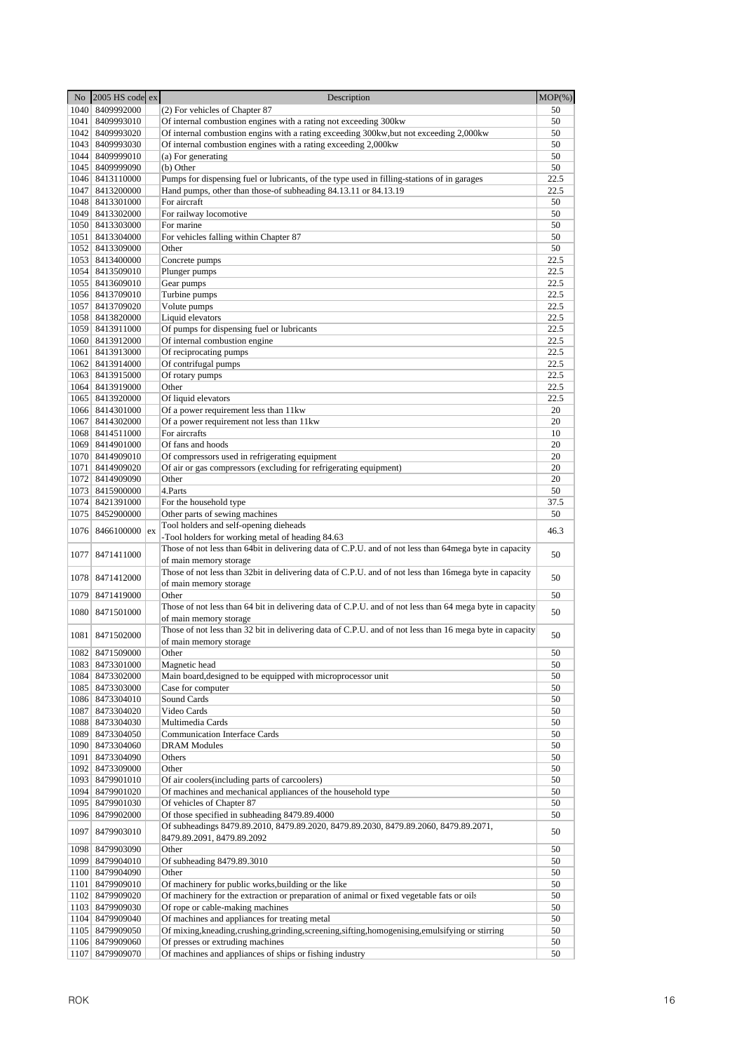| No | 2005 HS code | ex | Description | MOP(%) |
|---|---|---|---|---|
| 1040 | 8409992000 | | (2) For vehicles of Chapter 87 | 50 |
| 1041 | 8409993010 | | Of internal combustion engines with a rating not exceeding 300kw | 50 |
| 1042 | 8409993020 | | Of internal combustion engins with a rating exceeding 300kw,but not exceeding 2,000kw | 50 |
| 1043 | 8409993030 | | Of internal combustion engines with a rating exceeding 2,000kw | 50 |
| 1044 | 8409999010 | | (a) For generating | 50 |
| 1045 | 8409999090 | | (b) Other | 50 |
| 1046 | 8413110000 | | Pumps for dispensing fuel or lubricants, of the type used in filling-stations of in garages | 22.5 |
| 1047 | 8413200000 | | Hand pumps, other than those-of subheading 84.13.11 or 84.13.19 | 22.5 |
| 1048 | 8413301000 | | For aircraft | 50 |
| 1049 | 8413302000 | | For railway locomotive | 50 |
| 1050 | 8413303000 | | For marine | 50 |
| 1051 | 8413304000 | | For vehicles falling within Chapter 87 | 50 |
| 1052 | 8413309000 | | Other | 50 |
| 1053 | 8413400000 | | Concrete pumps | 22.5 |
| 1054 | 8413509010 | | Plunger pumps | 22.5 |
| 1055 | 8413609010 | | Gear pumps | 22.5 |
| 1056 | 8413709010 | | Turbine pumps | 22.5 |
| 1057 | 8413709020 | | Volute pumps | 22.5 |
| 1058 | 8413820000 | | Liquid elevators | 22.5 |
| 1059 | 8413911000 | | Of pumps for dispensing fuel or lubricants | 22.5 |
| 1060 | 8413912000 | | Of internal combustion engine | 22.5 |
| 1061 | 8413913000 | | Of reciprocating pumps | 22.5 |
| 1062 | 8413914000 | | Of contrifugal pumps | 22.5 |
| 1063 | 8413915000 | | Of rotary pumps | 22.5 |
| 1064 | 8413919000 | | Other | 22.5 |
| 1065 | 8413920000 | | Of liquid elevators | 22.5 |
| 1066 | 8414301000 | | Of a power requirement less than 11kw | 20 |
| 1067 | 8414302000 | | Of a power requirement not less than 11kw | 20 |
| 1068 | 8414511000 | | For aircrafts | 10 |
| 1069 | 8414901000 | | Of fans and hoods | 20 |
| 1070 | 8414909010 | | Of compressors used in refrigerating equipment | 20 |
| 1071 | 8414909020 | | Of air or gas compressors (excluding for refrigerating equipment) | 20 |
| 1072 | 8414909090 | | Other | 20 |
| 1073 | 8415900000 | | 4.Parts | 50 |
| 1074 | 8421391000 | | For the household type | 37.5 |
| 1075 | 8452900000 | | Other parts of sewing machines | 50 |
| 1076 | 8466100000 | ex | Tool holders and self-opening dieheads -Tool holders for working metal of heading 84.63 | 46.3 |
| 1077 | 8471411000 | | Those of not less than 64bit in delivering data of C.P.U. and of not less than 64mega byte in capacity of main memory storage | 50 |
| 1078 | 8471412000 | | Those of not less than 32bit in delivering data of C.P.U. and of not less than 16mega byte in capacity of main memory storage | 50 |
| 1079 | 8471419000 | | Other | 50 |
| 1080 | 8471501000 | | Those of not less than 64 bit in delivering data of C.P.U. and of not less than 64 mega byte in capacity of main memory storage | 50 |
| 1081 | 8471502000 | | Those of not less than 32 bit in delivering data of C.P.U. and of not less than 16 mega byte in capacity of main memory storage | 50 |
| 1082 | 8471509000 | | Other | 50 |
| 1083 | 8473301000 | | Magnetic head | 50 |
| 1084 | 8473302000 | | Main board,designed to be equipped with microprocessor unit | 50 |
| 1085 | 8473303000 | | Case for computer | 50 |
| 1086 | 8473304010 | | Sound Cards | 50 |
| 1087 | 8473304020 | | Video Cards | 50 |
| 1088 | 8473304030 | | Multimedia Cards | 50 |
| 1089 | 8473304050 | | Communication Interface Cards | 50 |
| 1090 | 8473304060 | | DRAM Modules | 50 |
| 1091 | 8473304090 | | Others | 50 |
| 1092 | 8473309000 | | Other | 50 |
| 1093 | 8479901010 | | Of air coolers(including parts of carcoolers) | 50 |
| 1094 | 8479901020 | | Of machines and mechanical appliances of the household type | 50 |
| 1095 | 8479901030 | | Of vehicles of Chapter 87 | 50 |
| 1096 | 8479902000 | | Of those specified in subheading 8479.89.4000 | 50 |
| 1097 | 8479903010 | | Of subheadings 8479.89.2010, 8479.89.2020, 8479.89.2030, 8479.89.2060, 8479.89.2071, 8479.89.2091, 8479.89.2092 | 50 |
| 1098 | 8479903090 | | Other | 50 |
| 1099 | 8479904010 | | Of subheading 8479.89.3010 | 50 |
| 1100 | 8479904090 | | Other | 50 |
| 1101 | 8479909010 | | Of machinery for public works,building or the like | 50 |
| 1102 | 8479909020 | | Of machinery for the extraction or preparation of animal or fixed vegetable fats or oils | 50 |
| 1103 | 8479909030 | | Of rope or cable-making machines | 50 |
| 1104 | 8479909040 | | Of machines and appliances for treating metal | 50 |
| 1105 | 8479909050 | | Of mixing,kneading,crushing,grinding,screening,sifting,homogenising,emulsifying or stirring | 50 |
| 1106 | 8479909060 | | Of presses or extruding machines | 50 |
| 1107 | 8479909070 | | Of machines and appliances of ships or fishing industry | 50 |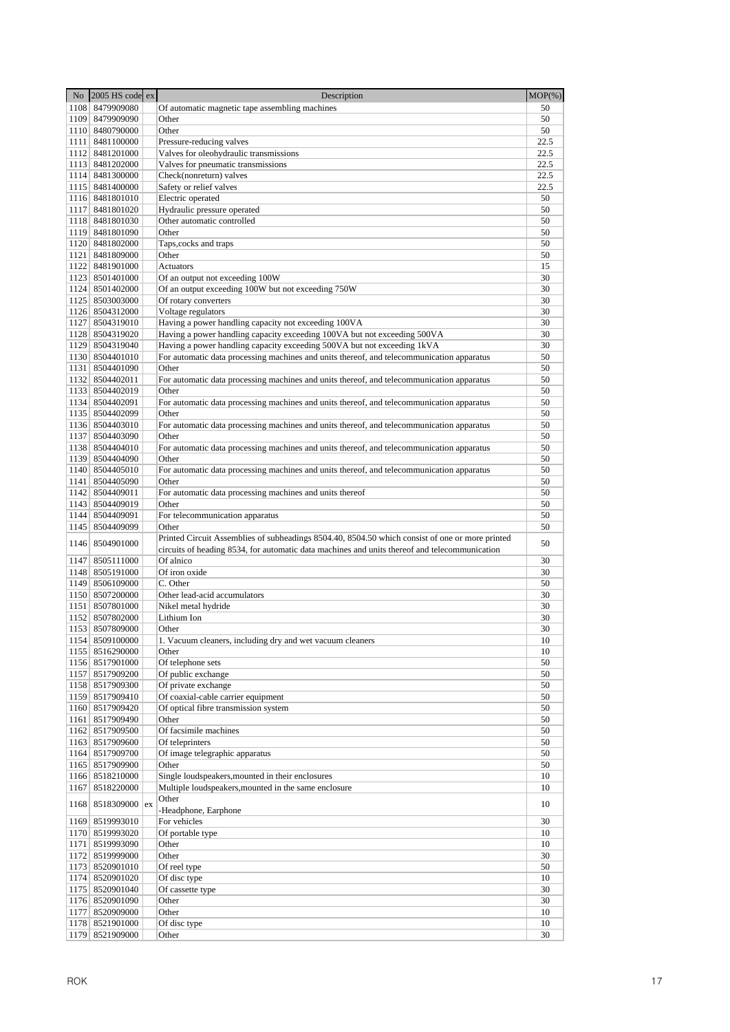| No | 2005 HS code | ex | Description | MOP(%) |
|---|---|---|---|---|
| 1108 | 8479909080 | | Of automatic magnetic tape assembling machines | 50 |
| 1109 | 8479909090 | | Other | 50 |
| 1110 | 8480790000 | | Other | 50 |
| 1111 | 8481100000 | | Pressure-reducing valves | 22.5 |
| 1112 | 8481201000 | | Valves for oleohydraulic transmissions | 22.5 |
| 1113 | 8481202000 | | Valves for pneumatic transmissions | 22.5 |
| 1114 | 8481300000 | | Check(nonreturn) valves | 22.5 |
| 1115 | 8481400000 | | Safety or relief valves | 22.5 |
| 1116 | 8481801010 | | Electric operated | 50 |
| 1117 | 8481801020 | | Hydraulic pressure operated | 50 |
| 1118 | 8481801030 | | Other automatic controlled | 50 |
| 1119 | 8481801090 | | Other | 50 |
| 1120 | 8481802000 | | Taps,cocks and traps | 50 |
| 1121 | 8481809000 | | Other | 50 |
| 1122 | 8481901000 | | Actuators | 15 |
| 1123 | 8501401000 | | Of an output not exceeding 100W | 30 |
| 1124 | 8501402000 | | Of an output exceeding 100W but not exceeding 750W | 30 |
| 1125 | 8503003000 | | Of rotary converters | 30 |
| 1126 | 8504312000 | | Voltage regulators | 30 |
| 1127 | 8504319010 | | Having a power handling capacity not exceeding 100VA | 30 |
| 1128 | 8504319020 | | Having a power handling capacity exceeding 100VA but not exceeding 500VA | 30 |
| 1129 | 8504319040 | | Having a power handling capacity exceeding 500VA but not exceeding 1kVA | 30 |
| 1130 | 8504401010 | | For automatic data processing machines and units thereof, and telecommunication apparatus | 50 |
| 1131 | 8504401090 | | Other | 50 |
| 1132 | 8504402011 | | For automatic data processing machines and units thereof, and telecommunication apparatus | 50 |
| 1133 | 8504402019 | | Other | 50 |
| 1134 | 8504402091 | | For automatic data processing machines and units thereof, and telecommunication apparatus | 50 |
| 1135 | 8504402099 | | Other | 50 |
| 1136 | 8504403010 | | For automatic data processing machines and units thereof, and telecommunication apparatus | 50 |
| 1137 | 8504403090 | | Other | 50 |
| 1138 | 8504404010 | | For automatic data processing machines and units thereof, and telecommunication apparatus | 50 |
| 1139 | 8504404090 | | Other | 50 |
| 1140 | 8504405010 | | For automatic data processing machines and units thereof, and telecommunication apparatus | 50 |
| 1141 | 8504405090 | | Other | 50 |
| 1142 | 8504409011 | | For automatic data processing machines and units thereof | 50 |
| 1143 | 8504409019 | | Other | 50 |
| 1144 | 8504409091 | | For telecommunication apparatus | 50 |
| 1145 | 8504409099 | | Other | 50 |
| 1146 | 8504901000 | | Printed Circuit Assemblies of subheadings 8504.40, 8504.50 which consist of one or more printed circuits of heading 8534, for automatic data machines and units thereof and telecommunication | 50 |
| 1147 | 8505111000 | | Of alnico | 30 |
| 1148 | 8505191000 | | Of iron oxide | 30 |
| 1149 | 8506109000 | | C. Other | 50 |
| 1150 | 8507200000 | | Other lead-acid accumulators | 30 |
| 1151 | 8507801000 | | Nikel metal hydride | 30 |
| 1152 | 8507802000 | | Lithium Ion | 30 |
| 1153 | 8507809000 | | Other | 30 |
| 1154 | 8509100000 | | 1. Vacuum cleaners, including dry and wet vacuum cleaners | 10 |
| 1155 | 8516290000 | | Other | 10 |
| 1156 | 8517901000 | | Of telephone sets | 50 |
| 1157 | 8517909200 | | Of public exchange | 50 |
| 1158 | 8517909300 | | Of private exchange | 50 |
| 1159 | 8517909410 | | Of coaxial-cable carrier equipment | 50 |
| 1160 | 8517909420 | | Of optical fibre transmission system | 50 |
| 1161 | 8517909490 | | Other | 50 |
| 1162 | 8517909500 | | Of facsimile machines | 50 |
| 1163 | 8517909600 | | Of teleprinters | 50 |
| 1164 | 8517909700 | | Of image telegraphic apparatus | 50 |
| 1165 | 8517909900 | | Other | 50 |
| 1166 | 8518210000 | | Single loudspeakers,mounted in their enclosures | 10 |
| 1167 | 8518220000 | | Multiple loudspeakers,mounted in the same enclosure | 10 |
| 1168 | 8518309000 | ex | Other<br>-Headphone, Earphone | 10 |
| 1169 | 8519993010 | | For vehicles | 30 |
| 1170 | 8519993020 | | Of portable type | 10 |
| 1171 | 8519993090 | | Other | 10 |
| 1172 | 8519999000 | | Other | 30 |
| 1173 | 8520901010 | | Of reel type | 50 |
| 1174 | 8520901020 | | Of disc type | 10 |
| 1175 | 8520901040 | | Of cassette type | 30 |
| 1176 | 8520901090 | | Other | 30 |
| 1177 | 8520909000 | | Other | 10 |
| 1178 | 8521901000 | | Of disc type | 10 |
| 1179 | 8521909000 | | Other | 30 |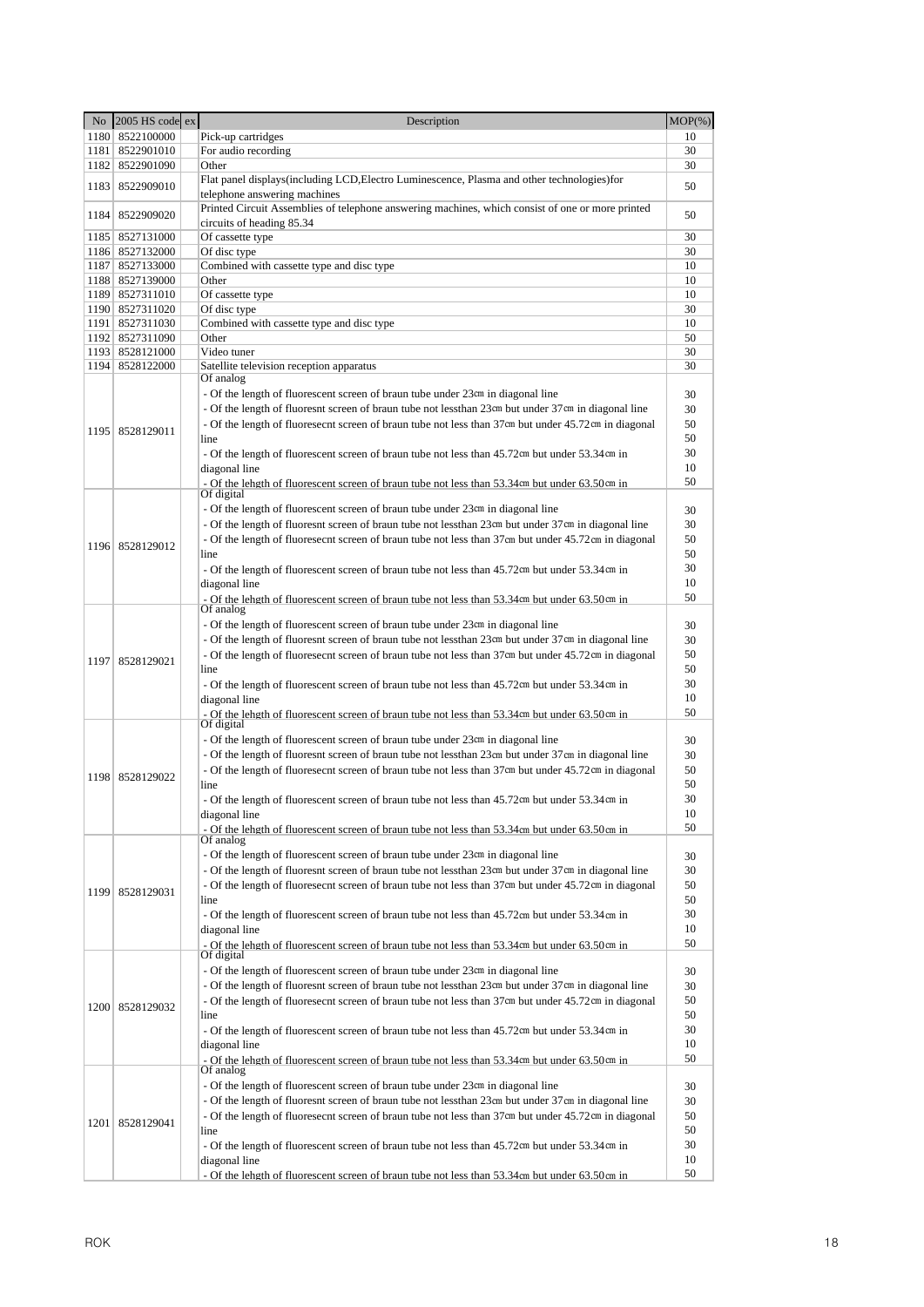| No | 2005 HS code | ex | Description | MOP(%) |
|---|---|---|---|---|
| 1180 | 8522100000 | | Pick-up cartridges | 10 |
| 1181 | 8522901010 | | For audio recording | 30 |
| 1182 | 8522901090 | | Other | 30 |
| 1183 | 8522909010 | | Flat panel displays(including LCD,Electro Luminescence, Plasma and other technologies)for telephone answering machines | 50 |
| 1184 | 8522909020 | | Printed Circuit Assemblies of telephone answering machines, which consist of one or more printed circuits of heading 85.34 | 50 |
| 1185 | 8527131000 | | Of cassette type | 30 |
| 1186 | 8527132000 | | Of disc type | 30 |
| 1187 | 8527133000 | | Combined with cassette type and disc type | 10 |
| 1188 | 8527139000 | | Other | 10 |
| 1189 | 8527311010 | | Of cassette type | 10 |
| 1190 | 8527311020 | | Of disc type | 30 |
| 1191 | 8527311030 | | Combined with cassette type and disc type | 10 |
| 1192 | 8527311090 | | Other | 50 |
| 1193 | 8528121000 | | Video tuner | 30 |
| 1194 | 8528122000 | | Satellite television reception apparatus | 30 |
| 1195 | 8528129011 | | Of analog<br>- Of the length of fluorescent screen of braun tube under 23㎝ in diagonal line<br>- Of the length of fluoresnt screen of braun tube not lessthan 23㎝ but under 37㎝ in diagonal line<br>- Of the length of fluoresecnt screen of braun tube not less than 37㎝ but under 45.72㎝ in diagonal line<br>- Of the length of fluorescent screen of braun tube not less than 45.72㎝ but under 53.34㎝ in diagonal line<br>- Of the lehgth of fluorescent screen of braun tube not less than 53.34㎝ but under 63.50㎝ in | 30<br>30<br>50<br>50<br>30<br>10<br>50 |
| 1196 | 8528129012 | | Of digital<br>- Of the length of fluorescent screen of braun tube under 23㎝ in diagonal line<br>- Of the length of fluoresnt screen of braun tube not lessthan 23㎝ but under 37㎝ in diagonal line<br>- Of the length of fluoresecnt screen of braun tube not less than 37㎝ but under 45.72㎝ in diagonal line<br>- Of the length of fluorescent screen of braun tube not less than 45.72㎝ but under 53.34㎝ in diagonal line<br>- Of the lehgth of fluorescent screen of braun tube not less than 53.34㎝ but under 63.50㎝ in | 30<br>30<br>50<br>50<br>30<br>10<br>50 |
| 1197 | 8528129021 | | Of analog<br>- Of the length of fluorescent screen of braun tube under 23㎝ in diagonal line<br>- Of the length of fluoresnt screen of braun tube not lessthan 23㎝ but under 37㎝ in diagonal line<br>- Of the length of fluoresecnt screen of braun tube not less than 37㎝ but under 45.72㎝ in diagonal line<br>- Of the length of fluorescent screen of braun tube not less than 45.72㎝ but under 53.34㎝ in diagonal line<br>- Of the lehgth of fluorescent screen of braun tube not less than 53.34㎝ but under 63.50㎝ in | 30<br>30<br>50<br>50<br>30<br>10<br>50 |
| 1198 | 8528129022 | | Of digital<br>- Of the length of fluorescent screen of braun tube under 23㎝ in diagonal line<br>- Of the length of fluoresnt screen of braun tube not lessthan 23㎝ but under 37㎝ in diagonal line<br>- Of the length of fluoresecnt screen of braun tube not less than 37㎝ but under 45.72㎝ in diagonal line<br>- Of the length of fluorescent screen of braun tube not less than 45.72㎝ but under 53.34㎝ in diagonal line<br>- Of the lehgth of fluorescent screen of braun tube not less than 53.34㎝ but under 63.50㎝ in | 30<br>30<br>50<br>50<br>30<br>10<br>50 |
| 1199 | 8528129031 | | Of analog<br>- Of the length of fluorescent screen of braun tube under 23㎝ in diagonal line<br>- Of the length of fluoresnt screen of braun tube not lessthan 23㎝ but under 37㎝ in diagonal line<br>- Of the length of fluoresecnt screen of braun tube not less than 37㎝ but under 45.72㎝ in diagonal line<br>- Of the length of fluorescent screen of braun tube not less than 45.72㎝ but under 53.34㎝ in diagonal line<br>- Of the lehgth of fluorescent screen of braun tube not less than 53.34㎝ but under 63.50㎝ in | 30<br>30<br>50<br>50<br>30<br>10<br>50 |
| 1200 | 8528129032 | | Of digital<br>- Of the length of fluorescent screen of braun tube under 23㎝ in diagonal line<br>- Of the length of fluoresnt screen of braun tube not lessthan 23㎝ but under 37㎝ in diagonal line<br>- Of the length of fluoresecnt screen of braun tube not less than 37㎝ but under 45.72㎝ in diagonal line<br>- Of the length of fluorescent screen of braun tube not less than 45.72㎝ but under 53.34㎝ in diagonal line<br>- Of the lehgth of fluorescent screen of braun tube not less than 53.34㎝ but under 63.50㎝ in | 30<br>30<br>50<br>50<br>30<br>10<br>50 |
| 1201 | 8528129041 | | Of analog<br>- Of the length of fluorescent screen of braun tube under 23㎝ in diagonal line<br>- Of the length of fluoresnt screen of braun tube not lessthan 23㎝ but under 37㎝ in diagonal line<br>- Of the length of fluoresecnt screen of braun tube not less than 37㎝ but under 45.72㎝ in diagonal line<br>- Of the length of fluorescent screen of braun tube not less than 45.72㎝ but under 53.34㎝ in diagonal line<br>- Of the lehgth of fluorescent screen of braun tube not less than 53.34㎝ but under 63.50㎝ in | 30<br>30<br>50<br>50<br>30<br>10<br>50 |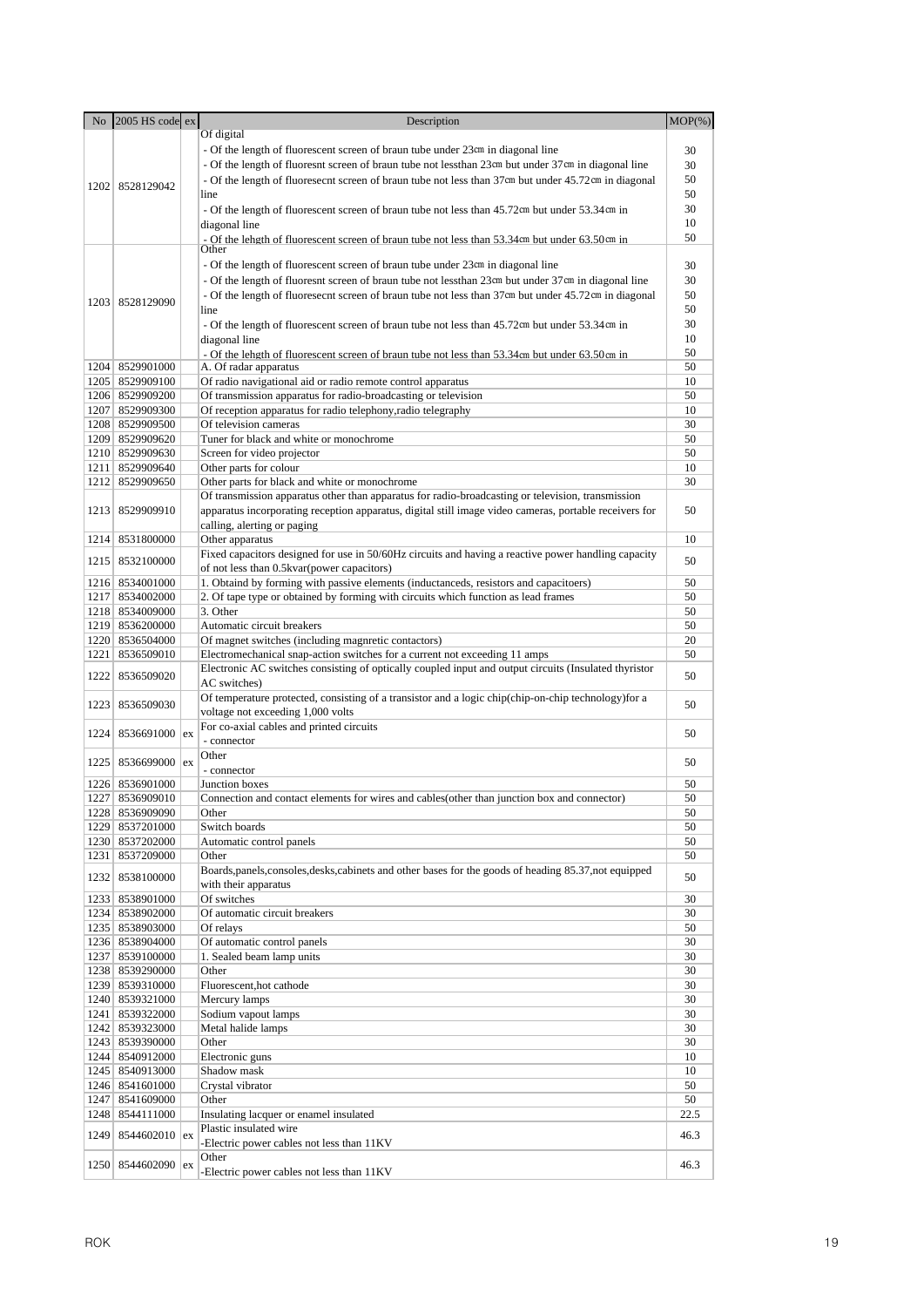| No | 2005 HS code | ex | Description | MOP(%) |
|---|---|---|---|---|
| 1202 | 8528129042 | | Of digital<br>- Of the length of fluorescent screen of braun tube under 23㎝ in diagonal line<br>- Of the length of fluoresnt screen of braun tube not lessthan 23㎝ but under 37㎝ in diagonal line<br>- Of the length of fluoresecnt screen of braun tube not less than 37㎝ but under 45.72㎝ in diagonal line<br>- Of the length of fluorescent screen of braun tube not less than 45.72㎝ but under 53.34㎝ in diagonal line<br>- Of the lehgth of fluorescent screen of braun tube not less than 53.34㎝ but under 63.50㎝ in | 30<br>30<br>50<br>50<br>30<br>10<br>50 |
| 1203 | 8528129090 | | Other<br>- Of the length of fluorescent screen of braun tube under 23㎝ in diagonal line<br>- Of the length of fluoresnt screen of braun tube not lessthan 23㎝ but under 37㎝ in diagonal line<br>- Of the length of fluoresecnt screen of braun tube not less than 37㎝ but under 45.72㎝ in diagonal line<br>- Of the length of fluorescent screen of braun tube not less than 45.72㎝ but under 53.34㎝ in diagonal line<br>- Of the lehgth of fluorescent screen of braun tube not less than 53.34㎝ but under 63.50㎝ in | 30<br>30<br>50<br>50<br>30<br>10<br>50 |
| 1204 | 8529901000 | | A. Of radar apparatus | 50 |
| 1205 | 8529909100 | | Of radio navigational aid or radio remote control apparatus | 10 |
| 1206 | 8529909200 | | Of transmission apparatus for radio-broadcasting or television | 50 |
| 1207 | 8529909300 | | Of reception apparatus for radio telephony,radio telegraphy | 10 |
| 1208 | 8529909500 | | Of television cameras | 30 |
| 1209 | 8529909620 | | Tuner for black and white or monochrome | 50 |
| 1210 | 8529909630 | | Screen for video projector | 50 |
| 1211 | 8529909640 | | Other parts for colour | 10 |
| 1212 | 8529909650 | | Other parts for black and white or monochrome | 30 |
| 1213 | 8529909910 | | Of transmission apparatus other than apparatus for radio-broadcasting or television, transmission apparatus incorporating reception apparatus, digital still image video cameras, portable receivers for calling, alerting or paging | 50 |
| 1214 | 8531800000 | | Other apparatus | 10 |
| 1215 | 8532100000 | | Fixed capacitors designed for use in 50/60Hz circuits and having a reactive power handling capacity of not less than 0.5kvar(power capacitors) | 50 |
| 1216 | 8534001000 | | 1. Obtaind by forming with passive elements (inductanceds, resistors and capacitoers) | 50 |
| 1217 | 8534002000 | | 2. Of tape type or obtained by forming with circuits which function as lead frames | 50 |
| 1218 | 8534009000 | | 3. Other | 50 |
| 1219 | 8536200000 | | Automatic circuit breakers | 50 |
| 1220 | 8536504000 | | Of magnet switches (including magnretic contactors) | 20 |
| 1221 | 8536509010 | | Electromechanical snap-action switches for a current not exceeding 11 amps | 50 |
| 1222 | 8536509020 | | Electronic AC switches consisting of optically coupled input and output circuits (Insulated thyristor AC switches) | 50 |
| 1223 | 8536509030 | | Of temperature protected, consisting of a transistor and a logic chip(chip-on-chip technology)for a voltage not exceeding 1,000 volts | 50 |
| 1224 | 8536691000 | ex | For co-axial cables and printed circuits<br>- connector | 50 |
| 1225 | 8536699000 | ex | Other<br>- connector | 50 |
| 1226 | 8536901000 | | Junction boxes | 50 |
| 1227 | 8536909010 | | Connection and contact elements for wires and cables(other than junction box and connector) | 50 |
| 1228 | 8536909090 | | Other | 50 |
| 1229 | 8537201000 | | Switch boards | 50 |
| 1230 | 8537202000 | | Automatic control panels | 50 |
| 1231 | 8537209000 | | Other | 50 |
| 1232 | 8538100000 | | Boards,panels,consoles,desks,cabinets and other bases for the goods of heading 85.37,not equipped with their apparatus | 50 |
| 1233 | 8538901000 | | Of switches | 30 |
| 1234 | 8538902000 | | Of automatic circuit breakers | 30 |
| 1235 | 8538903000 | | Of relays | 50 |
| 1236 | 8538904000 | | Of automatic control panels | 30 |
| 1237 | 8539100000 | | 1. Sealed beam lamp units | 30 |
| 1238 | 8539290000 | | Other | 30 |
| 1239 | 8539310000 | | Fluorescent,hot cathode | 30 |
| 1240 | 8539321000 | | Mercury lamps | 30 |
| 1241 | 8539322000 | | Sodium vapout lamps | 30 |
| 1242 | 8539323000 | | Metal halide lamps | 30 |
| 1243 | 8539390000 | | Other | 30 |
| 1244 | 8540912000 | | Electronic guns | 10 |
| 1245 | 8540913000 | | Shadow mask | 10 |
| 1246 | 8541601000 | | Crystal vibrator | 50 |
| 1247 | 8541609000 | | Other | 50 |
| 1248 | 8544111000 | | Insulating lacquer or enamel insulated | 22.5 |
| 1249 | 8544602010 | ex | Plastic insulated wire<br>-Electric power cables not less than 11KV | 46.3 |
| 1250 | 8544602090 | ex | Other<br>-Electric power cables not less than 11KV | 46.3 |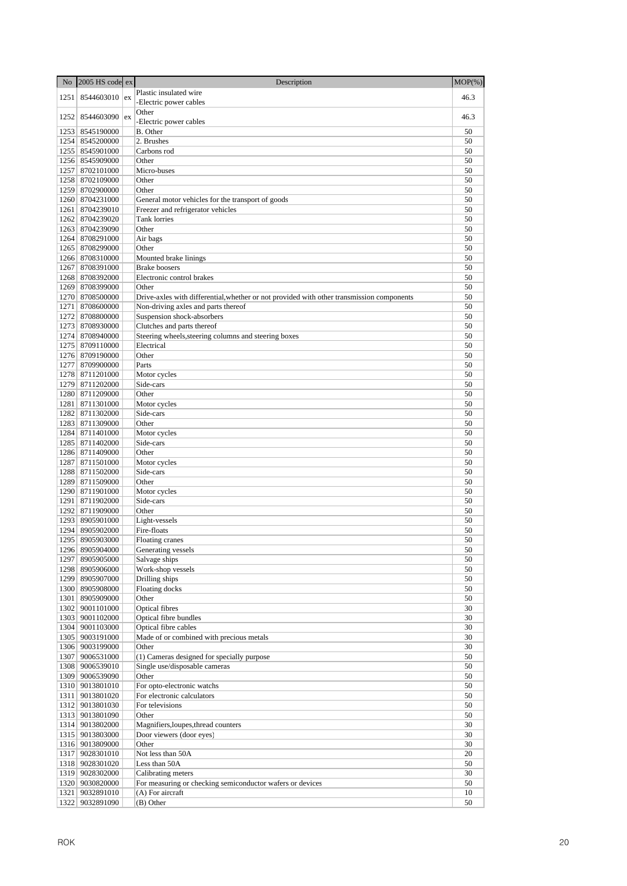| No | 2005 HS code | ex | Description | MOP(%) |
|---|---|---|---|---|
| 1251 | 8544603010 | ex | Plastic insulated wire<br>-Electric power cables | 46.3 |
| 1252 | 8544603090 | ex | Other<br>-Electric power cables | 46.3 |
| 1253 | 8545190000 | | B. Other | 50 |
| 1254 | 8545200000 | | 2. Brushes | 50 |
| 1255 | 8545901000 | | Carbons rod | 50 |
| 1256 | 8545909000 | | Other | 50 |
| 1257 | 8702101000 | | Micro-buses | 50 |
| 1258 | 8702109000 | | Other | 50 |
| 1259 | 8702900000 | | Other | 50 |
| 1260 | 8704231000 | | General motor vehicles for the transport of goods | 50 |
| 1261 | 8704239010 | | Freezer and refrigerator vehicles | 50 |
| 1262 | 8704239020 | | Tank lorries | 50 |
| 1263 | 8704239090 | | Other | 50 |
| 1264 | 8708291000 | | Air bags | 50 |
| 1265 | 8708299000 | | Other | 50 |
| 1266 | 8708310000 | | Mounted brake linings | 50 |
| 1267 | 8708391000 | | Brake boosers | 50 |
| 1268 | 8708392000 | | Electronic control brakes | 50 |
| 1269 | 8708399000 | | Other | 50 |
| 1270 | 8708500000 | | Drive-axles with differential,whether or not provided with other transmission components | 50 |
| 1271 | 8708600000 | | Non-driving axles and parts thereof | 50 |
| 1272 | 8708800000 | | Suspension shock-absorbers | 50 |
| 1273 | 8708930000 | | Clutches and parts thereof | 50 |
| 1274 | 8708940000 | | Steering wheels,steering columns and steering boxes | 50 |
| 1275 | 8709110000 | | Electrical | 50 |
| 1276 | 8709190000 | | Other | 50 |
| 1277 | 8709900000 | | Parts | 50 |
| 1278 | 8711201000 | | Motor cycles | 50 |
| 1279 | 8711202000 | | Side-cars | 50 |
| 1280 | 8711209000 | | Other | 50 |
| 1281 | 8711301000 | | Motor cycles | 50 |
| 1282 | 8711302000 | | Side-cars | 50 |
| 1283 | 8711309000 | | Other | 50 |
| 1284 | 8711401000 | | Motor cycles | 50 |
| 1285 | 8711402000 | | Side-cars | 50 |
| 1286 | 8711409000 | | Other | 50 |
| 1287 | 8711501000 | | Motor cycles | 50 |
| 1288 | 8711502000 | | Side-cars | 50 |
| 1289 | 8711509000 | | Other | 50 |
| 1290 | 8711901000 | | Motor cycles | 50 |
| 1291 | 8711902000 | | Side-cars | 50 |
| 1292 | 8711909000 | | Other | 50 |
| 1293 | 8905901000 | | Light-vessels | 50 |
| 1294 | 8905902000 | | Fire-floats | 50 |
| 1295 | 8905903000 | | Floating cranes | 50 |
| 1296 | 8905904000 | | Generating vessels | 50 |
| 1297 | 8905905000 | | Salvage ships | 50 |
| 1298 | 8905906000 | | Work-shop vessels | 50 |
| 1299 | 8905907000 | | Drilling ships | 50 |
| 1300 | 8905908000 | | Floating docks | 50 |
| 1301 | 8905909000 | | Other | 50 |
| 1302 | 9001101000 | | Optical fibres | 30 |
| 1303 | 9001102000 | | Optical fibre bundles | 30 |
| 1304 | 9001103000 | | Optical fibre cables | 30 |
| 1305 | 9003191000 | | Made of or combined with precious metals | 30 |
| 1306 | 9003199000 | | Other | 30 |
| 1307 | 9006531000 | | (1) Cameras designed for specially purpose | 50 |
| 1308 | 9006539010 | | Single use/disposable cameras | 50 |
| 1309 | 9006539090 | | Other | 50 |
| 1310 | 9013801010 | | For opto-electronic watchs | 50 |
| 1311 | 9013801020 | | For electronic calculators | 50 |
| 1312 | 9013801030 | | For televisions | 50 |
| 1313 | 9013801090 | | Other | 50 |
| 1314 | 9013802000 | | Magnifiers,loupes,thread counters | 30 |
| 1315 | 9013803000 | | Door viewers (door eyes) | 30 |
| 1316 | 9013809000 | | Other | 30 |
| 1317 | 9028301010 | | Not less than 50A | 20 |
| 1318 | 9028301020 | | Less than 50A | 50 |
| 1319 | 9028302000 | | Calibrating meters | 30 |
| 1320 | 9030820000 | | For measuring or checking semiconductor wafers or devices | 50 |
| 1321 | 9032891010 | | (A) For aircraft | 10 |
| 1322 | 9032891090 | | (B) Other | 50 |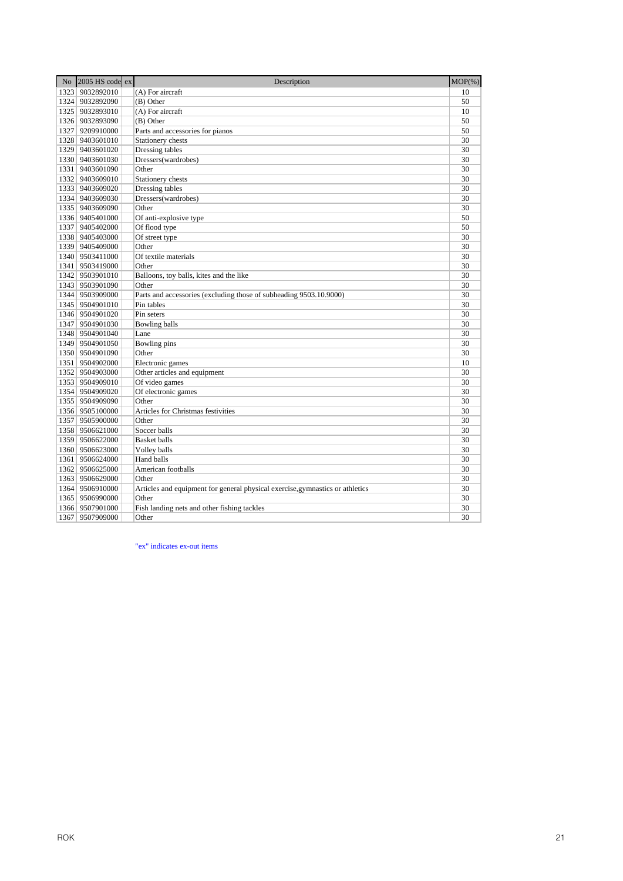| No | 2005 HS code | ex | Description | MOP(%) |
|---|---|---|---|---|
| 1323 | 9032892010 | | (A) For aircraft | 10 |
| 1324 | 9032892090 | | (B) Other | 50 |
| 1325 | 9032893010 | | (A) For aircraft | 10 |
| 1326 | 9032893090 | | (B) Other | 50 |
| 1327 | 9209910000 | | Parts and accessories for pianos | 50 |
| 1328 | 9403601010 | | Stationery chests | 30 |
| 1329 | 9403601020 | | Dressing tables | 30 |
| 1330 | 9403601030 | | Dressers(wardrobes) | 30 |
| 1331 | 9403601090 | | Other | 30 |
| 1332 | 9403609010 | | Stationery chests | 30 |
| 1333 | 9403609020 | | Dressing tables | 30 |
| 1334 | 9403609030 | | Dressers(wardrobes) | 30 |
| 1335 | 9403609090 | | Other | 30 |
| 1336 | 9405401000 | | Of anti-explosive type | 50 |
| 1337 | 9405402000 | | Of flood type | 50 |
| 1338 | 9405403000 | | Of street type | 30 |
| 1339 | 9405409000 | | Other | 30 |
| 1340 | 9503411000 | | Of textile materials | 30 |
| 1341 | 9503419000 | | Other | 30 |
| 1342 | 9503901010 | | Balloons, toy balls, kites and the like | 30 |
| 1343 | 9503901090 | | Other | 30 |
| 1344 | 9503909000 | | Parts and accessories (excluding those of subheading 9503.10.9000) | 30 |
| 1345 | 9504901010 | | Pin tables | 30 |
| 1346 | 9504901020 | | Pin seters | 30 |
| 1347 | 9504901030 | | Bowling balls | 30 |
| 1348 | 9504901040 | | Lane | 30 |
| 1349 | 9504901050 | | Bowling pins | 30 |
| 1350 | 9504901090 | | Other | 30 |
| 1351 | 9504902000 | | Electronic games | 10 |
| 1352 | 9504903000 | | Other articles and equipment | 30 |
| 1353 | 9504909010 | | Of video games | 30 |
| 1354 | 9504909020 | | Of electronic games | 30 |
| 1355 | 9504909090 | | Other | 30 |
| 1356 | 9505100000 | | Articles for Christmas festivities | 30 |
| 1357 | 9505900000 | | Other | 30 |
| 1358 | 9506621000 | | Soccer balls | 30 |
| 1359 | 9506622000 | | Basket balls | 30 |
| 1360 | 9506623000 | | Volley balls | 30 |
| 1361 | 9506624000 | | Hand balls | 30 |
| 1362 | 9506625000 | | American footballs | 30 |
| 1363 | 9506629000 | | Other | 30 |
| 1364 | 9506910000 | | Articles and equipment for general physical exercise,gymnastics or athletics | 30 |
| 1365 | 9506990000 | | Other | 30 |
| 1366 | 9507901000 | | Fish landing nets and other fishing tackles | 30 |
| 1367 | 9507909000 | | Other | 30 |

"ex" indicates ex-out items